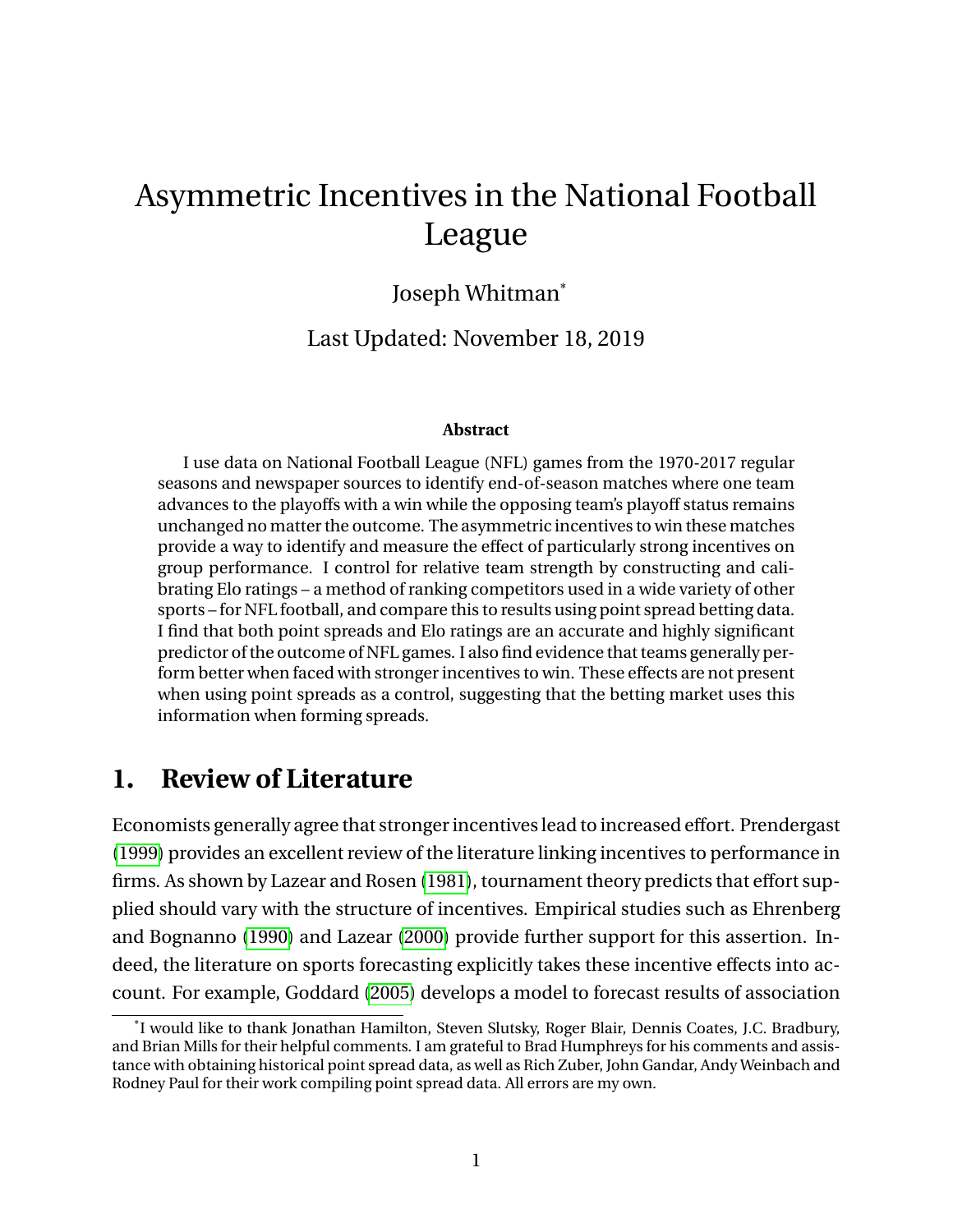# Asymmetric Incentives in the National Football League

Joseph Whitman*

Last Updated: November 18, 2019

**Abstract**

I use data on National Football League (NFL) games from the 1970-2017 regular seasons and newspaper sources to identify end-of-season matches where one team advances to the playoffs with a win while the opposing team's playoff status remains unchanged no matter the outcome. The asymmetric incentives to win these matches provide a way to identify and measure the effect of particularly strong incentives on group performance. I control for relative team strength by constructing and calibrating Elo ratings – a method of ranking competitors used in a wide variety of other sports – for NFL football, and compare this to results using point spread betting data. I find that both point spreads and Elo ratings are an accurate and highly significant predictor of the outcome of NFL games. I also find evidence that teams generally perform better when faced with stronger incentives to win. These effects are not present when using point spreads as a control, suggesting that the betting market uses this information when forming spreads.

## 1. Review of Literature

Economists generally agree that stronger incentives lead to increased effort. Prendergast (1999) provides an excellent review of the literature linking incentives to performance in firms. As shown by Lazear and Rosen (1981), tournament theory predicts that effort supplied should vary with the structure of incentives. Empirical studies such as Ehrenberg and Bognanno (1990) and Lazear (2000) provide further support for this assertion. Indeed, the literature on sports forecasting explicitly takes these incentive effects into account. For example, Goddard (2005) develops a model to forecast results of association

---

*I would like to thank Jonathan Hamilton, Steven Slutsky, Roger Blair, Dennis Coates, J.C. Bradbury, and Brian Mills for their helpful comments. I am grateful to Brad Humphreys for his comments and assistance with obtaining historical point spread data, as well as Rich Zuber, John Gandar, Andy Weinbach and Rodney Paul for their work compiling point spread data. All errors are my own.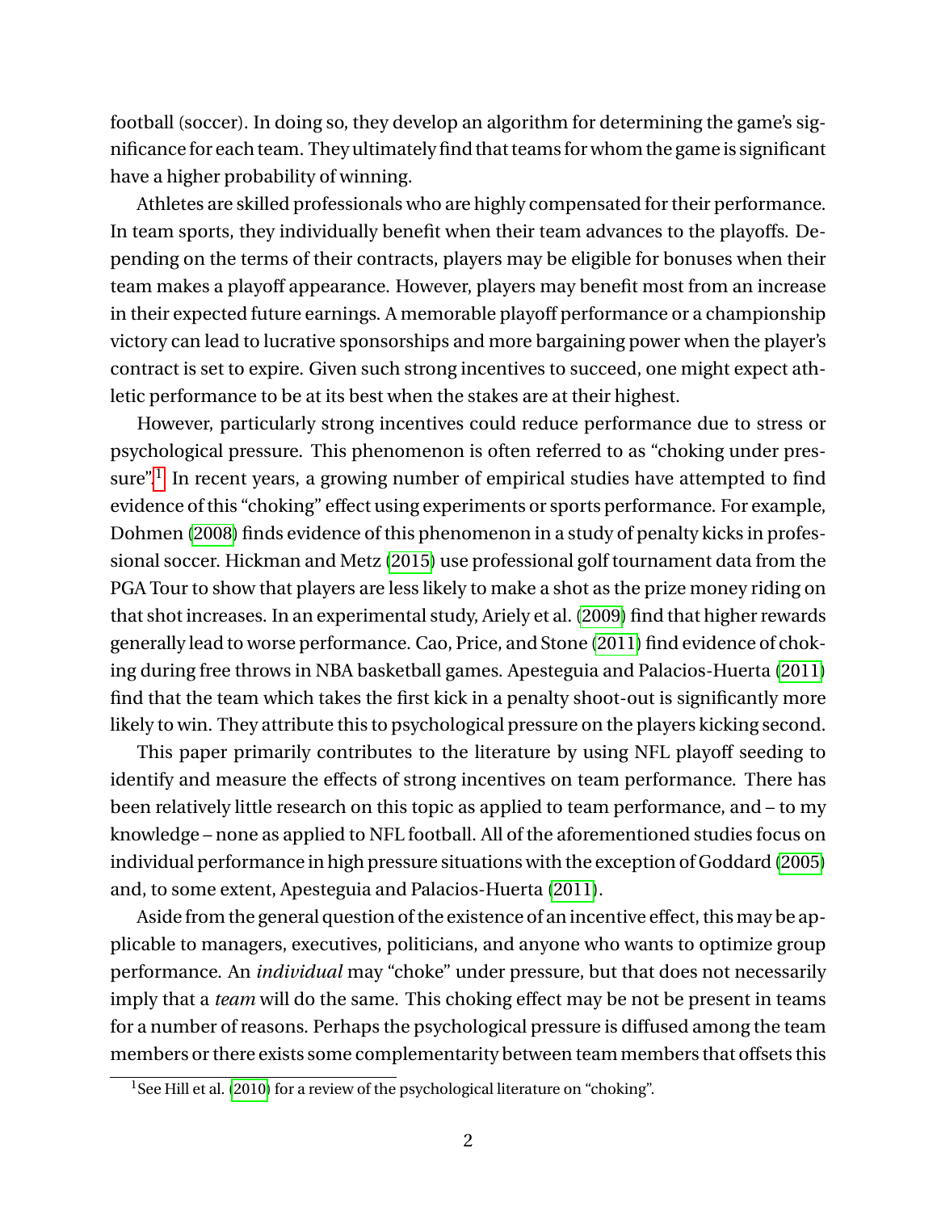football (soccer). In doing so, they develop an algorithm for determining the game's significance for each team. They ultimately find that teams for whom the game is significant have a higher probability of winning.

Athletes are skilled professionals who are highly compensated for their performance. In team sports, they individually benefit when their team advances to the playoffs. Depending on the terms of their contracts, players may be eligible for bonuses when their team makes a playoff appearance. However, players may benefit most from an increase in their expected future earnings. A memorable playoff performance or a championship victory can lead to lucrative sponsorships and more bargaining power when the player's contract is set to expire. Given such strong incentives to succeed, one might expect athletic performance to be at its best when the stakes are at their highest.

However, particularly strong incentives could reduce performance due to stress or psychological pressure. This phenomenon is often referred to as "choking under pressure".[1] In recent years, a growing number of empirical studies have attempted to find evidence of this "choking" effect using experiments or sports performance. For example, Dohmen (2008) finds evidence of this phenomenon in a study of penalty kicks in professional soccer. Hickman and Metz (2015) use professional golf tournament data from the PGA Tour to show that players are less likely to make a shot as the prize money riding on that shot increases. In an experimental study, Ariely et al. (2009) find that higher rewards generally lead to worse performance. Cao, Price, and Stone (2011) find evidence of choking during free throws in NBA basketball games. Apesteguia and Palacios-Huerta (2011) find that the team which takes the first kick in a penalty shoot-out is significantly more likely to win. They attribute this to psychological pressure on the players kicking second.

This paper primarily contributes to the literature by using NFL playoff seeding to identify and measure the effects of strong incentives on team performance. There has been relatively little research on this topic as applied to team performance, and – to my knowledge – none as applied to NFL football. All of the aforementioned studies focus on individual performance in high pressure situations with the exception of Goddard (2005) and, to some extent, Apesteguia and Palacios-Huerta (2011).

Aside from the general question of the existence of an incentive effect, this may be applicable to managers, executives, politicians, and anyone who wants to optimize group performance. An *individual* may "choke" under pressure, but that does not necessarily imply that a *team* will do the same. This choking effect may be not be present in teams for a number of reasons. Perhaps the psychological pressure is diffused among the team members or there exists some complementarity between team members that offsets this

[1] See Hill et al. (2010) for a review of the psychological literature on "choking".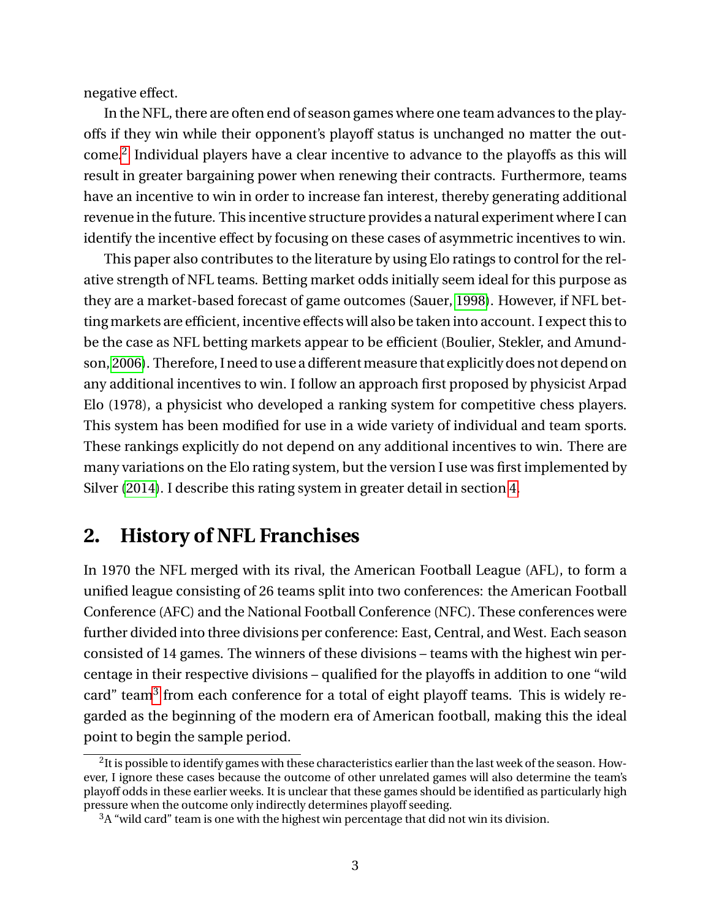negative effect.

In the NFL, there are often end of season games where one team advances to the playoffs if they win while their opponent's playoff status is unchanged no matter the outcome.[2] Individual players have a clear incentive to advance to the playoffs as this will result in greater bargaining power when renewing their contracts. Furthermore, teams have an incentive to win in order to increase fan interest, thereby generating additional revenue in the future. This incentive structure provides a natural experiment where I can identify the incentive effect by focusing on these cases of asymmetric incentives to win.

This paper also contributes to the literature by using Elo ratings to control for the relative strength of NFL teams. Betting market odds initially seem ideal for this purpose as they are a market-based forecast of game outcomes (Sauer, 1998). However, if NFL betting markets are efficient, incentive effects will also be taken into account. I expect this to be the case as NFL betting markets appear to be efficient (Boulier, Stekler, and Amundson, 2006). Therefore, I need to use a different measure that explicitly does not depend on any additional incentives to win. I follow an approach first proposed by physicist Arpad Elo (1978), a physicist who developed a ranking system for competitive chess players. This system has been modified for use in a wide variety of individual and team sports. These rankings explicitly do not depend on any additional incentives to win. There are many variations on the Elo rating system, but the version I use was first implemented by Silver (2014). I describe this rating system in greater detail in section 4.

## 2. History of NFL Franchises

In 1970 the NFL merged with its rival, the American Football League (AFL), to form a unified league consisting of 26 teams split into two conferences: the American Football Conference (AFC) and the National Football Conference (NFC). These conferences were further divided into three divisions per conference: East, Central, and West. Each season consisted of 14 games. The winners of these divisions – teams with the highest win percentage in their respective divisions – qualified for the playoffs in addition to one "wild card" team[3] from each conference for a total of eight playoff teams. This is widely regarded as the beginning of the modern era of American football, making this the ideal point to begin the sample period.

[2] It is possible to identify games with these characteristics earlier than the last week of the season. However, I ignore these cases because the outcome of other unrelated games will also determine the team's playoff odds in these earlier weeks. It is unclear that these games should be identified as particularly high pressure when the outcome only indirectly determines playoff seeding.

[3] A "wild card" team is one with the highest win percentage that did not win its division.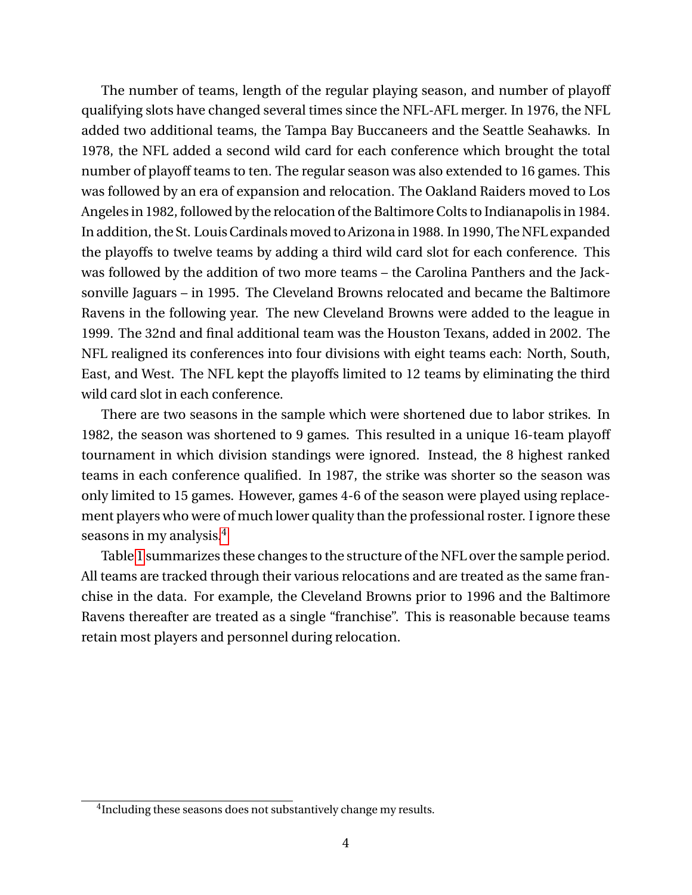The number of teams, length of the regular playing season, and number of playoff qualifying slots have changed several times since the NFL-AFL merger. In 1976, the NFL added two additional teams, the Tampa Bay Buccaneers and the Seattle Seahawks. In 1978, the NFL added a second wild card for each conference which brought the total number of playoff teams to ten. The regular season was also extended to 16 games. This was followed by an era of expansion and relocation. The Oakland Raiders moved to Los Angeles in 1982, followed by the relocation of the Baltimore Colts to Indianapolis in 1984. In addition, the St. Louis Cardinals moved to Arizona in 1988. In 1990, The NFL expanded the playoffs to twelve teams by adding a third wild card slot for each conference. This was followed by the addition of two more teams – the Carolina Panthers and the Jacksonville Jaguars – in 1995. The Cleveland Browns relocated and became the Baltimore Ravens in the following year. The new Cleveland Browns were added to the league in 1999. The 32nd and final additional team was the Houston Texans, added in 2002. The NFL realigned its conferences into four divisions with eight teams each: North, South, East, and West. The NFL kept the playoffs limited to 12 teams by eliminating the third wild card slot in each conference.

There are two seasons in the sample which were shortened due to labor strikes. In 1982, the season was shortened to 9 games. This resulted in a unique 16-team playoff tournament in which division standings were ignored. Instead, the 8 highest ranked teams in each conference qualified. In 1987, the strike was shorter so the season was only limited to 15 games. However, games 4-6 of the season were played using replacement players who were of much lower quality than the professional roster. I ignore these seasons in my analysis.[4]

Table 1 summarizes these changes to the structure of the NFL over the sample period. All teams are tracked through their various relocations and are treated as the same franchise in the data. For example, the Cleveland Browns prior to 1996 and the Baltimore Ravens thereafter are treated as a single "franchise". This is reasonable because teams retain most players and personnel during relocation.

[4] Including these seasons does not substantively change my results.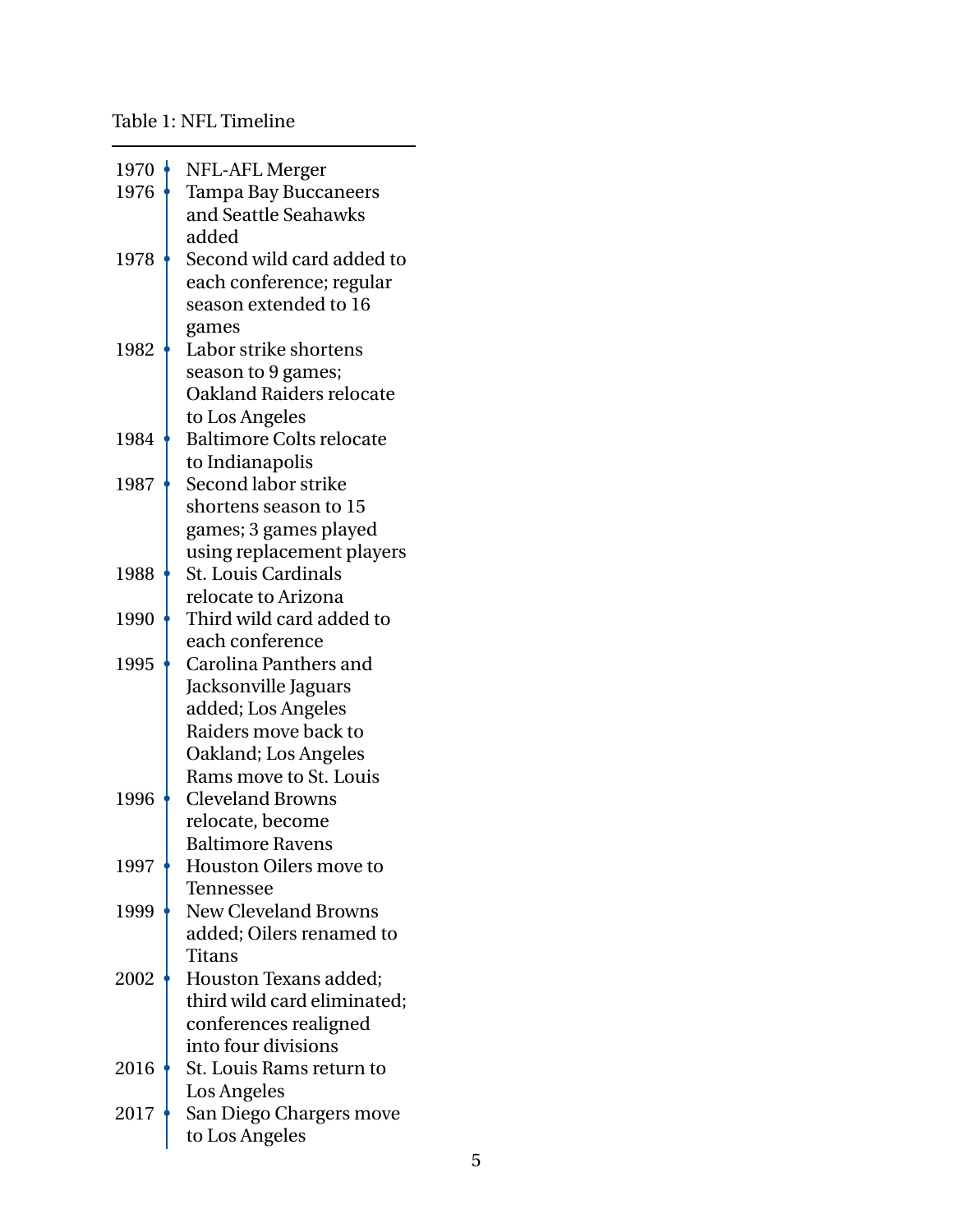Table 1: NFL Timeline

| Year | Event |
|---|---|
| 1970 | NFL-AFL Merger |
| 1976 | Tampa Bay Buccaneers and Seattle Seahawks added |
| 1978 | Second wild card added to each conference; regular season extended to 16 games |
| 1982 | Labor strike shortens season to 9 games; Oakland Raiders relocate to Los Angeles |
| 1984 | Baltimore Colts relocate to Indianapolis |
| 1987 | Second labor strike shortens season to 15 games; 3 games played using replacement players |
| 1988 | St. Louis Cardinals relocate to Arizona |
| 1990 | Third wild card added to each conference |
| 1995 | Carolina Panthers and Jacksonville Jaguars added; Los Angeles Raiders move back to Oakland; Los Angeles Rams move to St. Louis |
| 1996 | Cleveland Browns relocate, become Baltimore Ravens |
| 1997 | Houston Oilers move to Tennessee |
| 1999 | New Cleveland Browns added; Oilers renamed to Titans |
| 2002 | Houston Texans added; third wild card eliminated; conferences realigned into four divisions |
| 2016 | St. Louis Rams return to Los Angeles |
| 2017 | San Diego Chargers move to Los Angeles |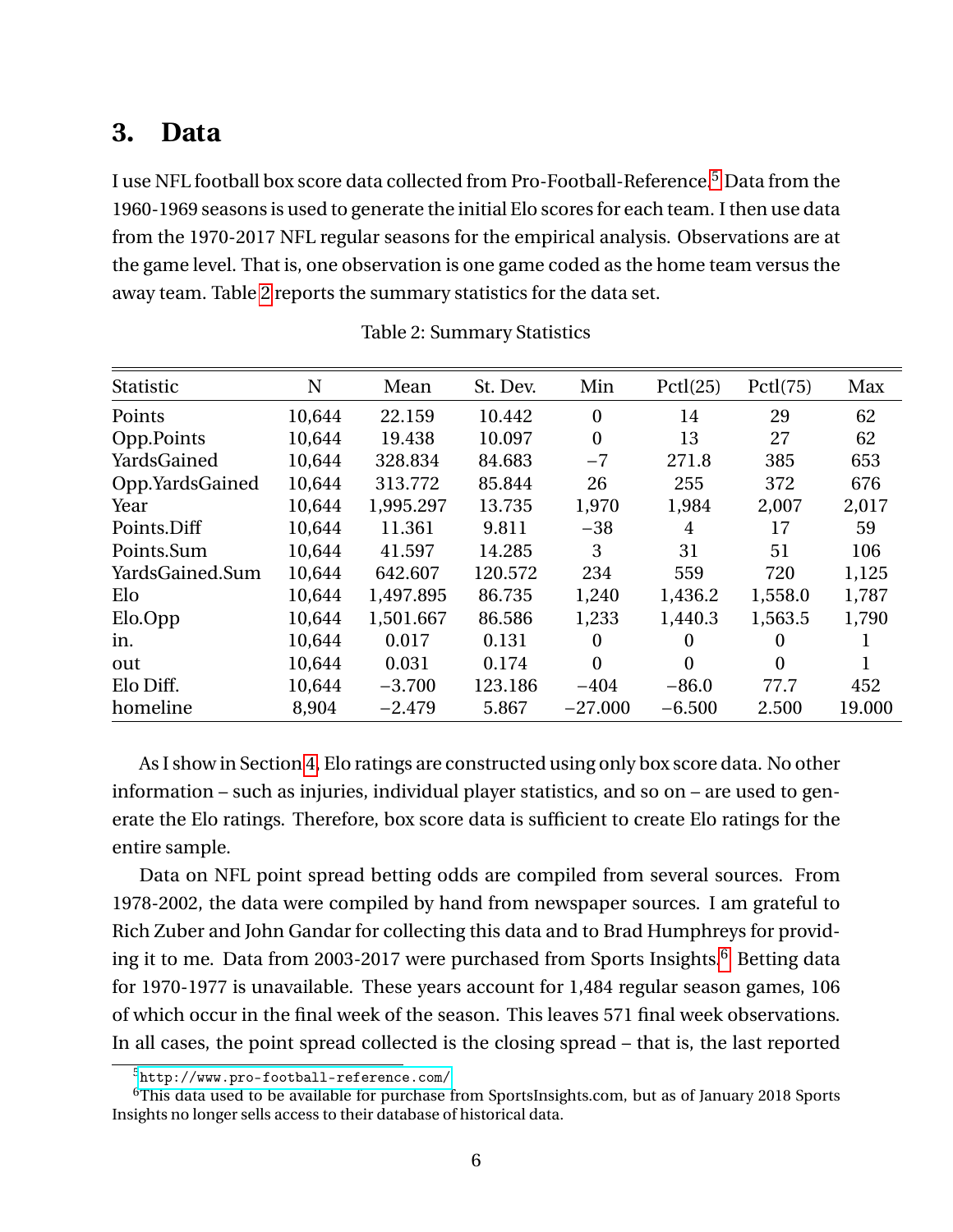# 3. Data

I use NFL football box score data collected from Pro-Football-Reference.[5] Data from the 1960-1969 seasons is used to generate the initial Elo scores for each team. I then use data from the 1970-2017 NFL regular seasons for the empirical analysis. Observations are at the game level. That is, one observation is one game coded as the home team versus the away team. Table 2 reports the summary statistics for the data set.

Table 2: Summary Statistics

| Statistic | N | Mean | St. Dev. | Min | Pctl(25) | Pctl(75) | Max |
|---|---|---|---|---|---|---|---|
| Points | 10,644 | 22.159 | 10.442 | 0 | 14 | 29 | 62 |
| Opp.Points | 10,644 | 19.438 | 10.097 | 0 | 13 | 27 | 62 |
| YardsGained | 10,644 | 328.834 | 84.683 | −7 | 271.8 | 385 | 653 |
| Opp.YardsGained | 10,644 | 313.772 | 85.844 | 26 | 255 | 372 | 676 |
| Year | 10,644 | 1,995.297 | 13.735 | 1,970 | 1,984 | 2,007 | 2,017 |
| Points.Diff | 10,644 | 11.361 | 9.811 | −38 | 4 | 17 | 59 |
| Points.Sum | 10,644 | 41.597 | 14.285 | 3 | 31 | 51 | 106 |
| YardsGained.Sum | 10,644 | 642.607 | 120.572 | 234 | 559 | 720 | 1,125 |
| Elo | 10,644 | 1,497.895 | 86.735 | 1,240 | 1,436.2 | 1,558.0 | 1,787 |
| Elo.Opp | 10,644 | 1,501.667 | 86.586 | 1,233 | 1,440.3 | 1,563.5 | 1,790 |
| in. | 10,644 | 0.017 | 0.131 | 0 | 0 | 0 | 1 |
| out | 10,644 | 0.031 | 0.174 | 0 | 0 | 0 | 1 |
| Elo Diff. | 10,644 | −3.700 | 123.186 | −404 | −86.0 | 77.7 | 452 |
| homeline | 8,904 | −2.479 | 5.867 | −27.000 | −6.500 | 2.500 | 19.000 |

As I show in Section 4, Elo ratings are constructed using only box score data. No other information – such as injuries, individual player statistics, and so on – are used to generate the Elo ratings. Therefore, box score data is sufficient to create Elo ratings for the entire sample.

Data on NFL point spread betting odds are compiled from several sources. From 1978-2002, the data were compiled by hand from newspaper sources. I am grateful to Rich Zuber and John Gandar for collecting this data and to Brad Humphreys for providing it to me. Data from 2003-2017 were purchased from Sports Insights.[6] Betting data for 1970-1977 is unavailable. These years account for 1,484 regular season games, 106 of which occur in the final week of the season. This leaves 571 final week observations. In all cases, the point spread collected is the closing spread – that is, the last reported

[5] http://www.pro-football-reference.com/

[6] This data used to be available for purchase from SportsInsights.com, but as of January 2018 Sports Insights no longer sells access to their database of historical data.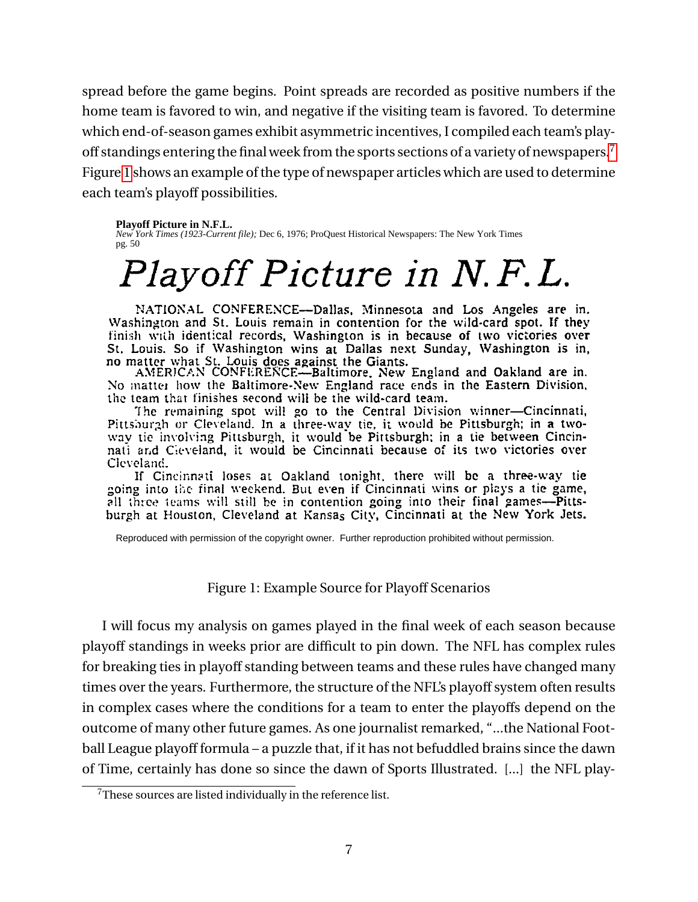spread before the game begins. Point spreads are recorded as positive numbers if the home team is favored to win, and negative if the visiting team is favored. To determine which end-of-season games exhibit asymmetric incentives, I compiled each team's playoff standings entering the final week from the sports sections of a variety of newspapers.[7] Figure 1 shows an example of the type of newspaper articles which are used to determine each team's playoff possibilities.

**Playoff Picture in N.F.L.**
*New York Times (1923-Current file);* Dec 6, 1976; ProQuest Historical Newspapers: The New York Times
pg. 50

# *Playoff Picture in N.F.L.*

NATIONAL CONFERENCE—Dallas, Minnesota and Los Angeles are in. Washington and St. Louis remain in contention for the wild-card spot. If they finish with identical records, Washington is in because of two victories over St. Louis. So if Washington wins at Dallas next Sunday, Washington is in, no matter what St. Louis does against the Giants.

AMERICAN CONFERENCE—Baltimore, New England and Oakland are in. No matter how the Baltimore-New England race ends in the Eastern Division, the team that finishes second will be the wild-card team.

The remaining spot will go to the Central Division winner—Cincinnati, Pittsburgh or Cleveland. In a three-way tie, it would be Pittsburgh; in a two-way tie involving Pittsburgh, it would be Pittsburgh; in a tie between Cincinnati and Cleveland, it would be Cincinnati because of its two victories over Cleveland.

If Cincinnati loses at Oakland tonight, there will be a three-way tie going into the final weekend. But even if Cincinnati wins or plays a tie game, all three teams will still be in contention going into their final games—Pittsburgh at Houston, Cleveland at Kansas City, Cincinnati at the New York Jets.

Reproduced with permission of the copyright owner. Further reproduction prohibited without permission.

Figure 1: Example Source for Playoff Scenarios

I will focus my analysis on games played in the final week of each season because playoff standings in weeks prior are difficult to pin down. The NFL has complex rules for breaking ties in playoff standing between teams and these rules have changed many times over the years. Furthermore, the structure of the NFL's playoff system often results in complex cases where the conditions for a team to enter the playoffs depend on the outcome of many other future games. As one journalist remarked, "...the National Football League playoff formula – a puzzle that, if it has not befuddled brains since the dawn of Time, certainly has done so since the dawn of Sports Illustrated. [...] the NFL play-

[7] These sources are listed individually in the reference list.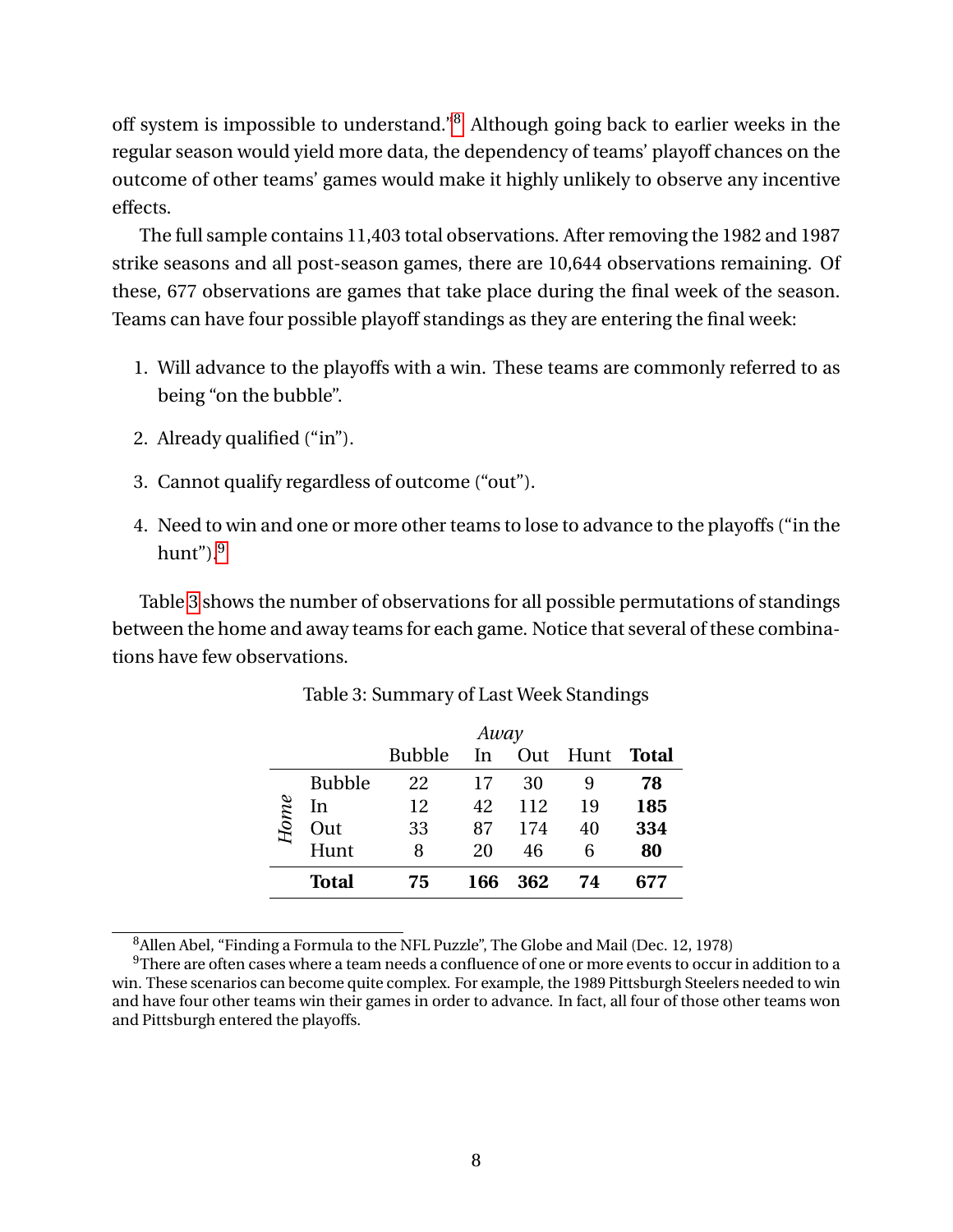off system is impossible to understand.'[8] Although going back to earlier weeks in the regular season would yield more data, the dependency of teams' playoff chances on the outcome of other teams' games would make it highly unlikely to observe any incentive effects.

The full sample contains 11,403 total observations. After removing the 1982 and 1987 strike seasons and all post-season games, there are 10,644 observations remaining. Of these, 677 observations are games that take place during the final week of the season. Teams can have four possible playoff standings as they are entering the final week:

1. Will advance to the playoffs with a win. These teams are commonly referred to as being "on the bubble".
2. Already qualified ("in").
3. Cannot qualify regardless of outcome ("out").
4. Need to win and one or more other teams to lose to advance to the playoffs ("in the hunt").[9]

Table 3 shows the number of observations for all possible permutations of standings between the home and away teams for each game. Notice that several of these combinations have few observations.

Table 3: Summary of Last Week Standings

| | | *Away* | | | | |
|---|---|---|---|---|---|---|
| | | Bubble | In | Out | Hunt | **Total** |
| *Home* | Bubble | 22 | 17 | 30 | 9 | **78** |
| | In | 12 | 42 | 112 | 19 | **185** |
| | Out | 33 | 87 | 174 | 40 | **334** |
| | Hunt | 8 | 20 | 46 | 6 | **80** |
| | **Total** | **75** | **166** | **362** | **74** | **677** |

[8] Allen Abel, "Finding a Formula to the NFL Puzzle", The Globe and Mail (Dec. 12, 1978)

[9] There are often cases where a team needs a confluence of one or more events to occur in addition to a win. These scenarios can become quite complex. For example, the 1989 Pittsburgh Steelers needed to win and have four other teams win their games in order to advance. In fact, all four of those other teams won and Pittsburgh entered the playoffs.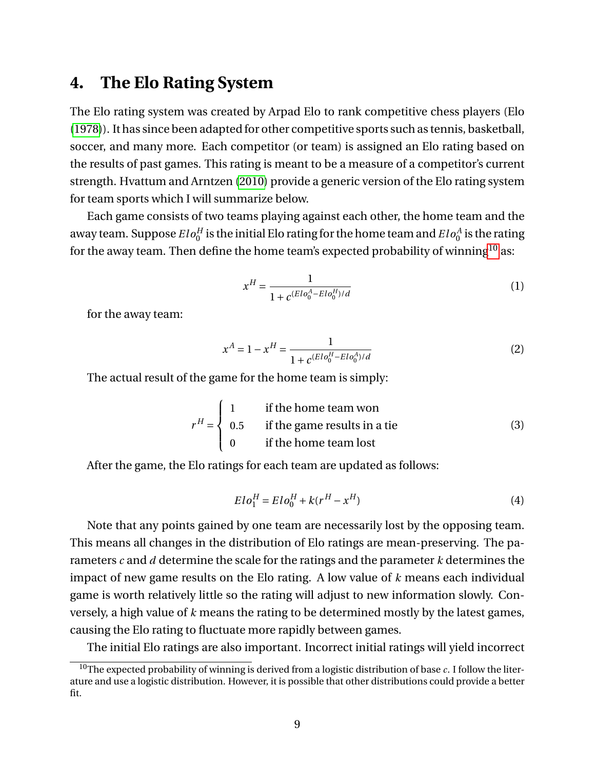## 4. The Elo Rating System

The Elo rating system was created by Arpad Elo to rank competitive chess players (Elo (1978)). It has since been adapted for other competitive sports such as tennis, basketball, soccer, and many more. Each competitor (or team) is assigned an Elo rating based on the results of past games. This rating is meant to be a measure of a competitor's current strength. Hvattum and Arntzen (2010) provide a generic version of the Elo rating system for team sports which I will summarize below.

Each game consists of two teams playing against each other, the home team and the away team. Suppose $Elo_0^H$ is the initial Elo rating for the home team and $Elo_0^A$ is the rating for the away team. Then define the home team's expected probability of winning[10] as:

$$x^H = \frac{1}{1 + c^{(Elo_0^A - Elo_0^H)/d}} \tag{1}$$

for the away team:

$$x^A = 1 - x^H = \frac{1}{1 + c^{(Elo_0^H - Elo_0^A)/d}} \tag{2}$$

The actual result of the game for the home team is simply:

$$r^H = \begin{cases} 1 & \text{if the home team won} \\ 0.5 & \text{if the game results in a tie} \\ 0 & \text{if the home team lost} \end{cases} \tag{3}$$

After the game, the Elo ratings for each team are updated as follows:

$$Elo_1^H = Elo_0^H + k(r^H - x^H) \tag{4}$$

Note that any points gained by one team are necessarily lost by the opposing team. This means all changes in the distribution of Elo ratings are mean-preserving. The parameters $c$ and $d$ determine the scale for the ratings and the parameter $k$ determines the impact of new game results on the Elo rating. A low value of $k$ means each individual game is worth relatively little so the rating will adjust to new information slowly. Conversely, a high value of $k$ means the rating to be determined mostly by the latest games, causing the Elo rating to fluctuate more rapidly between games.

The initial Elo ratings are also important. Incorrect initial ratings will yield incorrect

[10] The expected probability of winning is derived from a logistic distribution of base $c$. I follow the literature and use a logistic distribution. However, it is possible that other distributions could provide a better fit.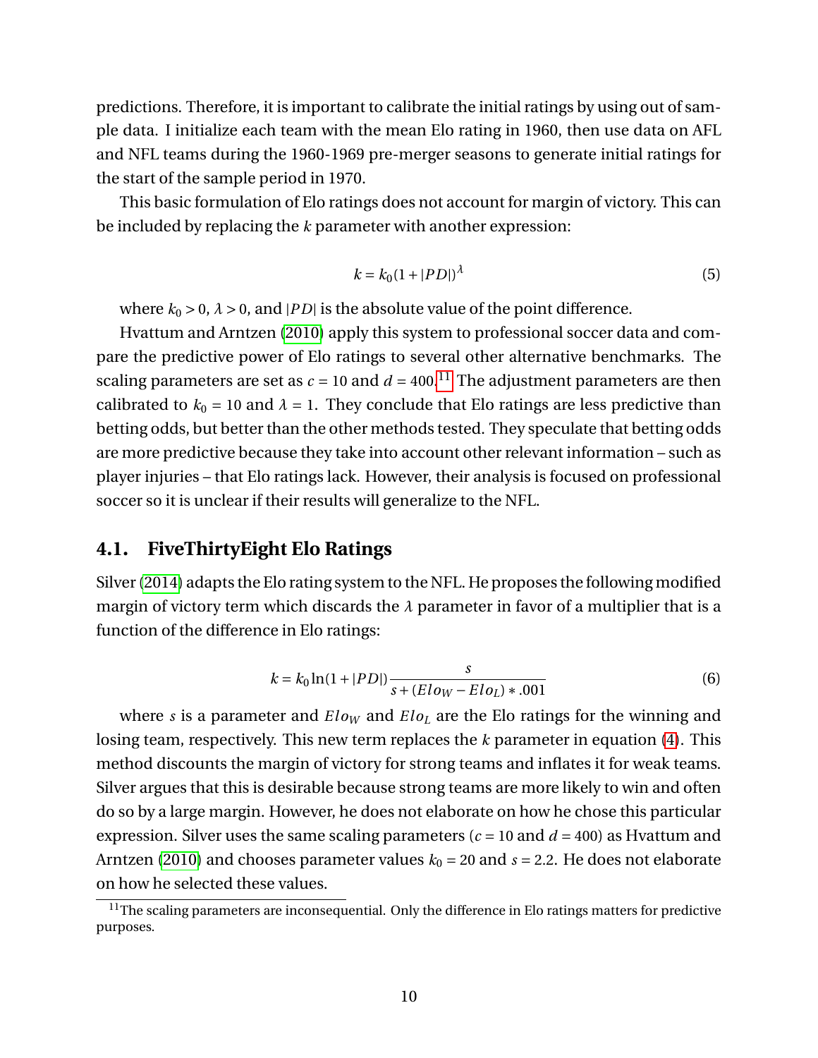predictions. Therefore, it is important to calibrate the initial ratings by using out of sample data. I initialize each team with the mean Elo rating in 1960, then use data on AFL and NFL teams during the 1960-1969 pre-merger seasons to generate initial ratings for the start of the sample period in 1970.

This basic formulation of Elo ratings does not account for margin of victory. This can be included by replacing the $k$ parameter with another expression:

$$k = k_0(1 + |PD|)^{\lambda} \tag{5}$$

where $k_0 > 0$, $\lambda > 0$, and $|PD|$ is the absolute value of the point difference.

Hvattum and Arntzen (2010) apply this system to professional soccer data and compare the predictive power of Elo ratings to several other alternative benchmarks. The scaling parameters are set as $c = 10$ and $d = 400$.[11] The adjustment parameters are then calibrated to $k_0 = 10$ and $\lambda = 1$. They conclude that Elo ratings are less predictive than betting odds, but better than the other methods tested. They speculate that betting odds are more predictive because they take into account other relevant information – such as player injuries – that Elo ratings lack. However, their analysis is focused on professional soccer so it is unclear if their results will generalize to the NFL.

## 4.1. FiveThirtyEight Elo Ratings

Silver (2014) adapts the Elo rating system to the NFL. He proposes the following modified margin of victory term which discards the $\lambda$ parameter in favor of a multiplier that is a function of the difference in Elo ratings:

$$k = k_0 \ln(1 + |PD|) \frac{s}{s + (Elo_W - Elo_L) * .001} \tag{6}$$

where $s$ is a parameter and $Elo_W$ and $Elo_L$ are the Elo ratings for the winning and losing team, respectively. This new term replaces the $k$ parameter in equation (4). This method discounts the margin of victory for strong teams and inflates it for weak teams. Silver argues that this is desirable because strong teams are more likely to win and often do so by a large margin. However, he does not elaborate on how he chose this particular expression. Silver uses the same scaling parameters ($c = 10$ and $d = 400$) as Hvattum and Arntzen (2010) and chooses parameter values $k_0 = 20$ and $s = 2.2$. He does not elaborate on how he selected these values.

[11] The scaling parameters are inconsequential. Only the difference in Elo ratings matters for predictive purposes.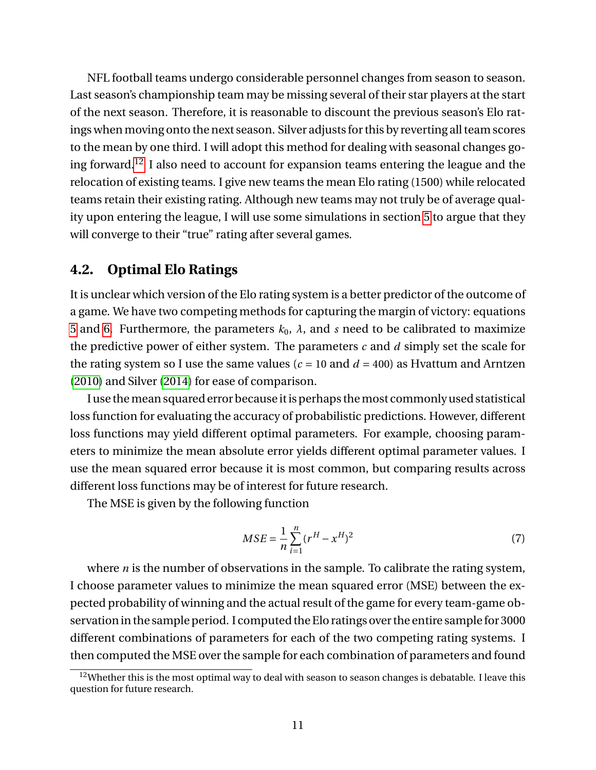NFL football teams undergo considerable personnel changes from season to season. Last season's championship team may be missing several of their star players at the start of the next season. Therefore, it is reasonable to discount the previous season's Elo ratings when moving onto the next season. Silver adjusts for this by reverting all team scores to the mean by one third. I will adopt this method for dealing with seasonal changes going forward.[12] I also need to account for expansion teams entering the league and the relocation of existing teams. I give new teams the mean Elo rating (1500) while relocated teams retain their existing rating. Although new teams may not truly be of average quality upon entering the league, I will use some simulations in section 5 to argue that they will converge to their "true" rating after several games.

## 4.2. Optimal Elo Ratings

It is unclear which version of the Elo rating system is a better predictor of the outcome of a game. We have two competing methods for capturing the margin of victory: equations 5 and 6. Furthermore, the parameters $k_0$, $\lambda$, and $s$ need to be calibrated to maximize the predictive power of either system. The parameters $c$ and $d$ simply set the scale for the rating system so I use the same values ($c = 10$ and $d = 400$) as Hvattum and Arntzen (2010) and Silver (2014) for ease of comparison.

I use the mean squared error because it is perhaps the most commonly used statistical loss function for evaluating the accuracy of probabilistic predictions. However, different loss functions may yield different optimal parameters. For example, choosing parameters to minimize the mean absolute error yields different optimal parameter values. I use the mean squared error because it is most common, but comparing results across different loss functions may be of interest for future research.

The MSE is given by the following function

$$MSE = \frac{1}{n}\sum_{i=1}^{n}(r^H - x^H)^2 \tag{7}$$

where $n$ is the number of observations in the sample. To calibrate the rating system, I choose parameter values to minimize the mean squared error (MSE) between the expected probability of winning and the actual result of the game for every team-game observation in the sample period. I computed the Elo ratings over the entire sample for 3000 different combinations of parameters for each of the two competing rating systems. I then computed the MSE over the sample for each combination of parameters and found

[12] Whether this is the most optimal way to deal with season to season changes is debatable. I leave this question for future research.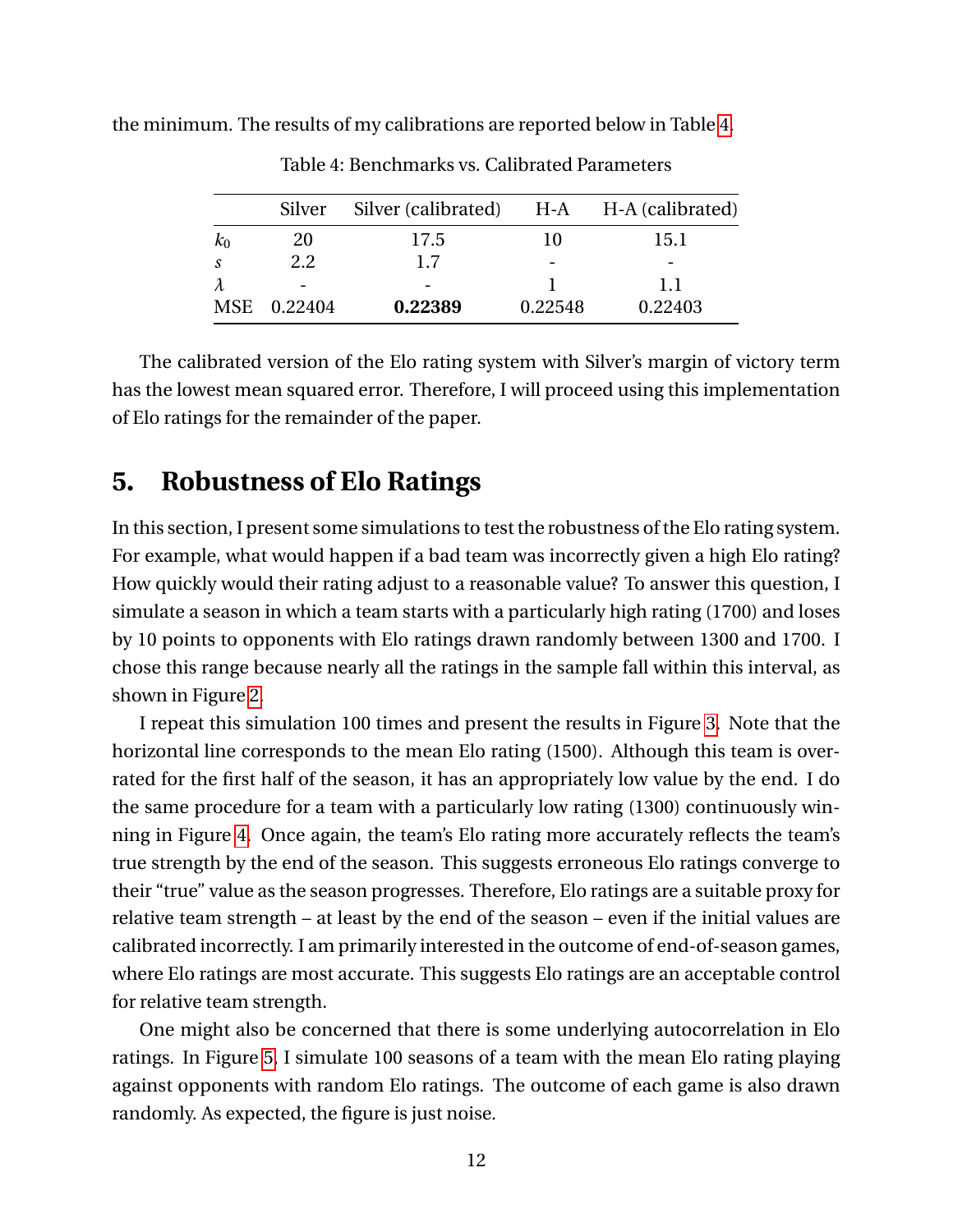the minimum. The results of my calibrations are reported below in Table 4.

Table 4: Benchmarks vs. Calibrated Parameters

| | Silver | Silver (calibrated) | H-A | H-A (calibrated) |
|---|---|---|---|---|
| $k_0$ | 20 | 17.5 | 10 | 15.1 |
| $s$ | 2.2 | 1.7 | - | - |
| $\lambda$ | - | - | 1 | 1.1 |
| MSE | 0.22404 | **0.22389** | 0.22548 | 0.22403 |

The calibrated version of the Elo rating system with Silver's margin of victory term has the lowest mean squared error. Therefore, I will proceed using this implementation of Elo ratings for the remainder of the paper.

## 5. Robustness of Elo Ratings

In this section, I present some simulations to test the robustness of the Elo rating system. For example, what would happen if a bad team was incorrectly given a high Elo rating? How quickly would their rating adjust to a reasonable value? To answer this question, I simulate a season in which a team starts with a particularly high rating (1700) and loses by 10 points to opponents with Elo ratings drawn randomly between 1300 and 1700. I chose this range because nearly all the ratings in the sample fall within this interval, as shown in Figure 2.

I repeat this simulation 100 times and present the results in Figure 3. Note that the horizontal line corresponds to the mean Elo rating (1500). Although this team is overrated for the first half of the season, it has an appropriately low value by the end. I do the same procedure for a team with a particularly low rating (1300) continuously winning in Figure 4. Once again, the team's Elo rating more accurately reflects the team's true strength by the end of the season. This suggests erroneous Elo ratings converge to their "true" value as the season progresses. Therefore, Elo ratings are a suitable proxy for relative team strength – at least by the end of the season – even if the initial values are calibrated incorrectly. I am primarily interested in the outcome of end-of-season games, where Elo ratings are most accurate. This suggests Elo ratings are an acceptable control for relative team strength.

One might also be concerned that there is some underlying autocorrelation in Elo ratings. In Figure 5, I simulate 100 seasons of a team with the mean Elo rating playing against opponents with random Elo ratings. The outcome of each game is also drawn randomly. As expected, the figure is just noise.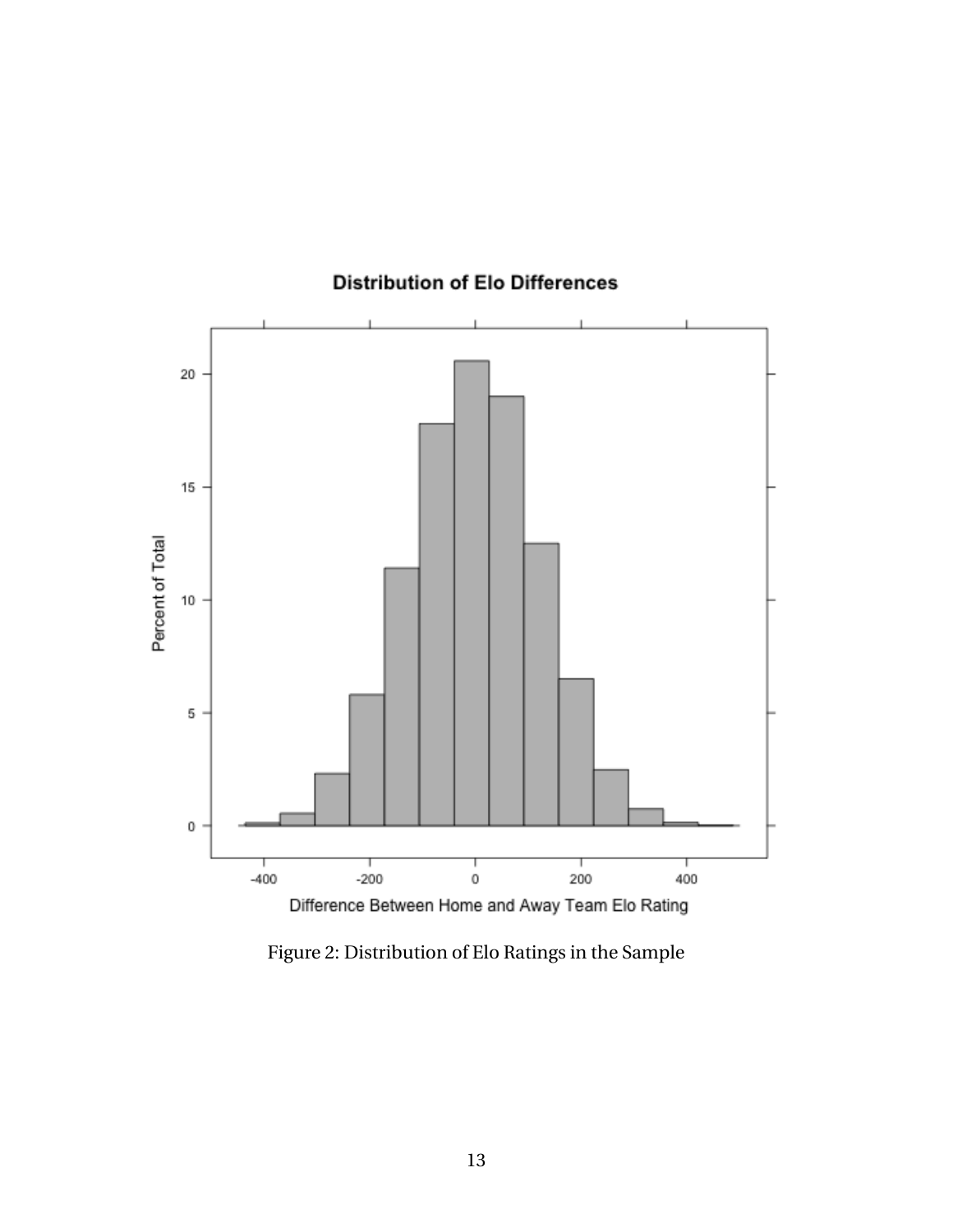Figure 2: Distribution of Elo Ratings in the Sample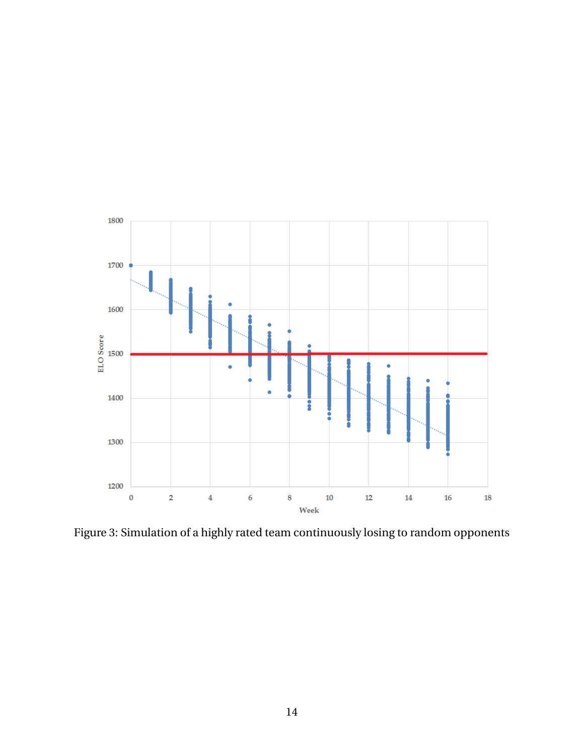Figure 3: Simulation of a highly rated team continuously losing to random opponents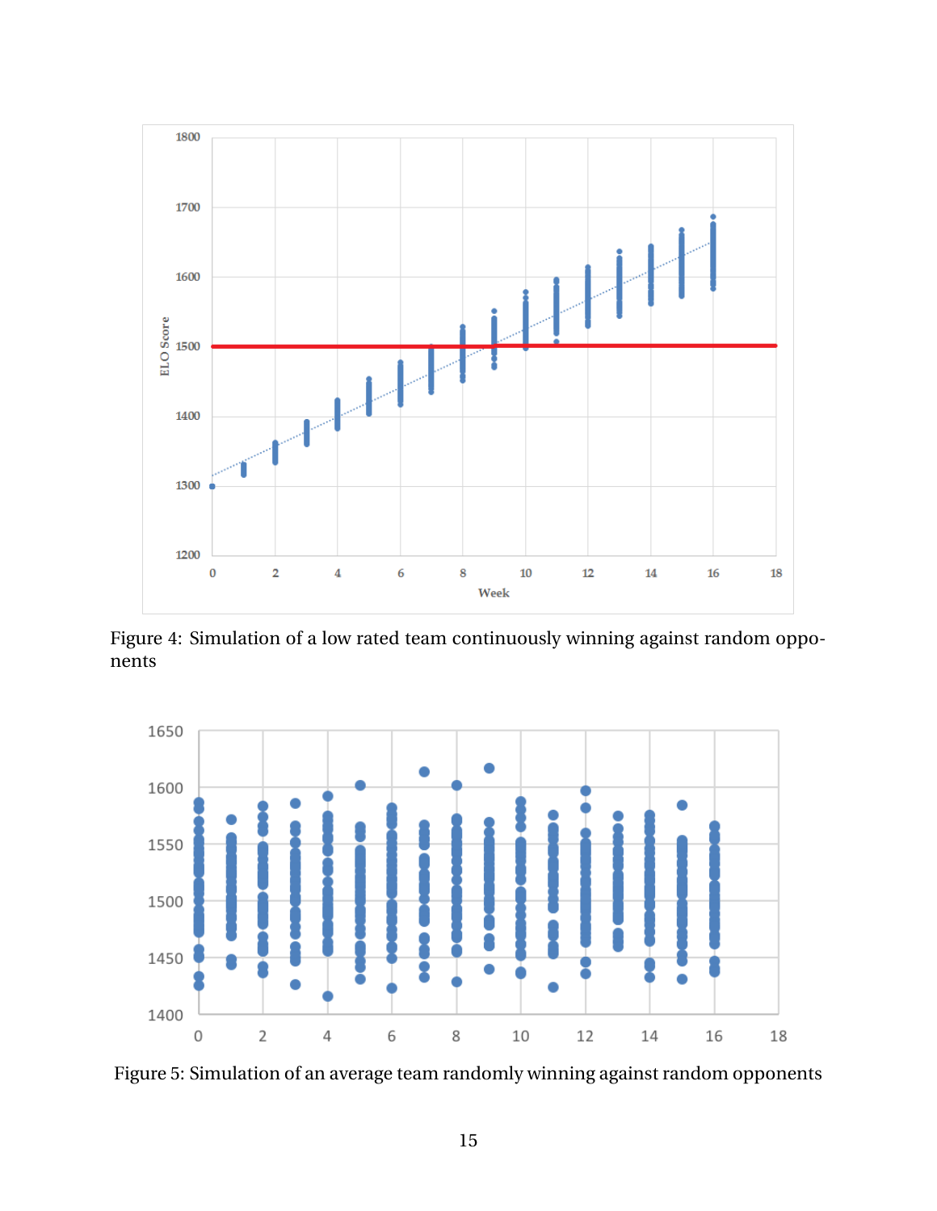Figure 4: Simulation of a low rated team continuously winning against random opponents

Figure 5: Simulation of an average team randomly winning against random opponents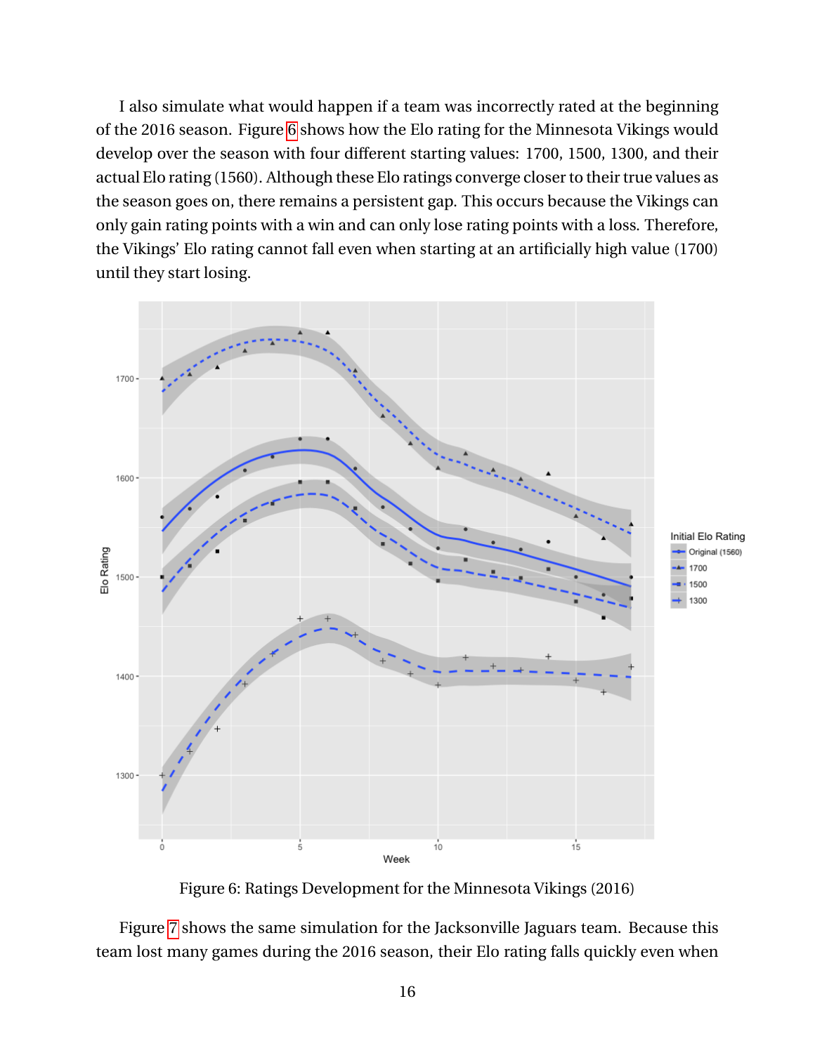I also simulate what would happen if a team was incorrectly rated at the beginning of the 2016 season. Figure 6 shows how the Elo rating for the Minnesota Vikings would develop over the season with four different starting values: 1700, 1500, 1300, and their actual Elo rating (1560). Although these Elo ratings converge closer to their true values as the season goes on, there remains a persistent gap. This occurs because the Vikings can only gain rating points with a win and can only lose rating points with a loss. Therefore, the Vikings' Elo rating cannot fall even when starting at an artificially high value (1700) until they start losing.

Figure 6: Ratings Development for the Minnesota Vikings (2016)

Figure 7 shows the same simulation for the Jacksonville Jaguars team. Because this team lost many games during the 2016 season, their Elo rating falls quickly even when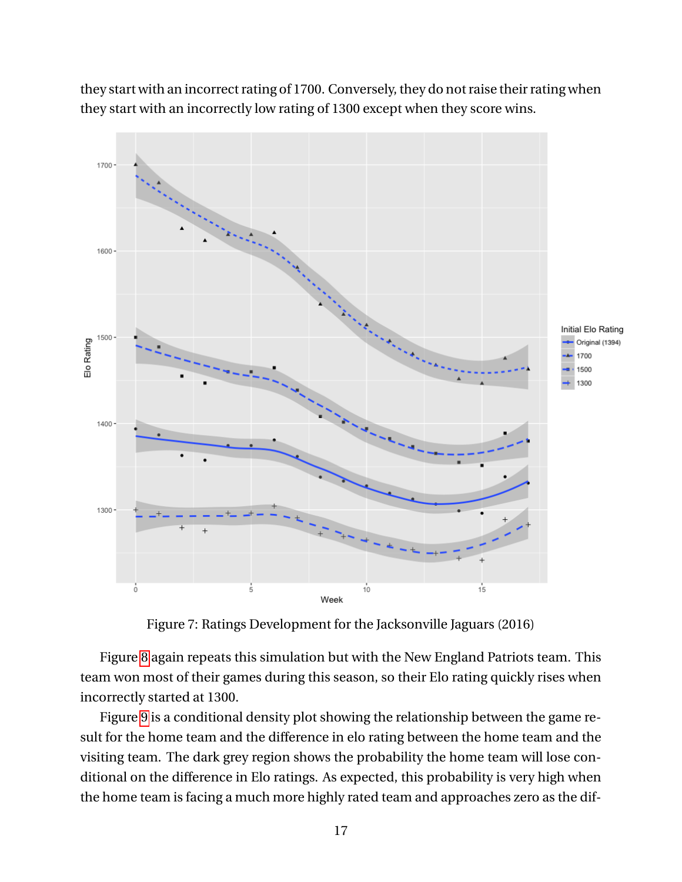they start with an incorrect rating of 1700. Conversely, they do not raise their rating when they start with an incorrectly low rating of 1300 except when they score wins.

Figure 7: Ratings Development for the Jacksonville Jaguars (2016)

Figure 8 again repeats this simulation but with the New England Patriots team. This team won most of their games during this season, so their Elo rating quickly rises when incorrectly started at 1300.

Figure 9 is a conditional density plot showing the relationship between the game result for the home team and the difference in elo rating between the home team and the visiting team. The dark grey region shows the probability the home team will lose conditional on the difference in Elo ratings. As expected, this probability is very high when the home team is facing a much more highly rated team and approaches zero as the dif-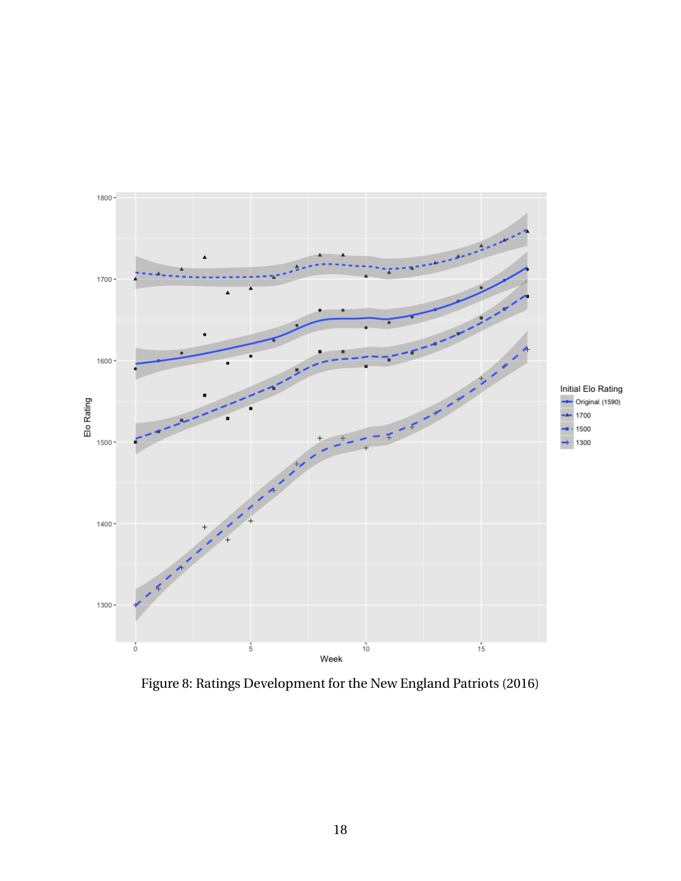Figure 8: Ratings Development for the New England Patriots (2016)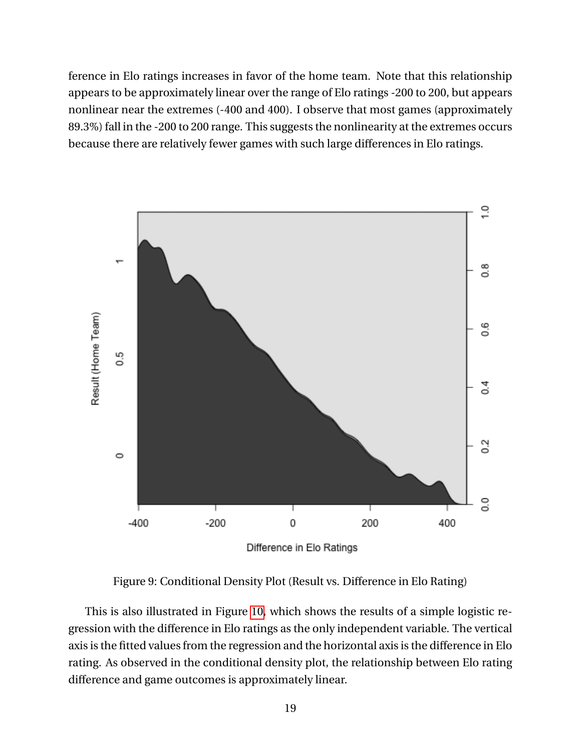ference in Elo ratings increases in favor of the home team. Note that this relationship appears to be approximately linear over the range of Elo ratings -200 to 200, but appears nonlinear near the extremes (-400 and 400). I observe that most games (approximately 89.3%) fall in the -200 to 200 range. This suggests the nonlinearity at the extremes occurs because there are relatively fewer games with such large differences in Elo ratings.

Figure 9: Conditional Density Plot (Result vs. Difference in Elo Rating)

This is also illustrated in Figure 10, which shows the results of a simple logistic regression with the difference in Elo ratings as the only independent variable. The vertical axis is the fitted values from the regression and the horizontal axis is the difference in Elo rating. As observed in the conditional density plot, the relationship between Elo rating difference and game outcomes is approximately linear.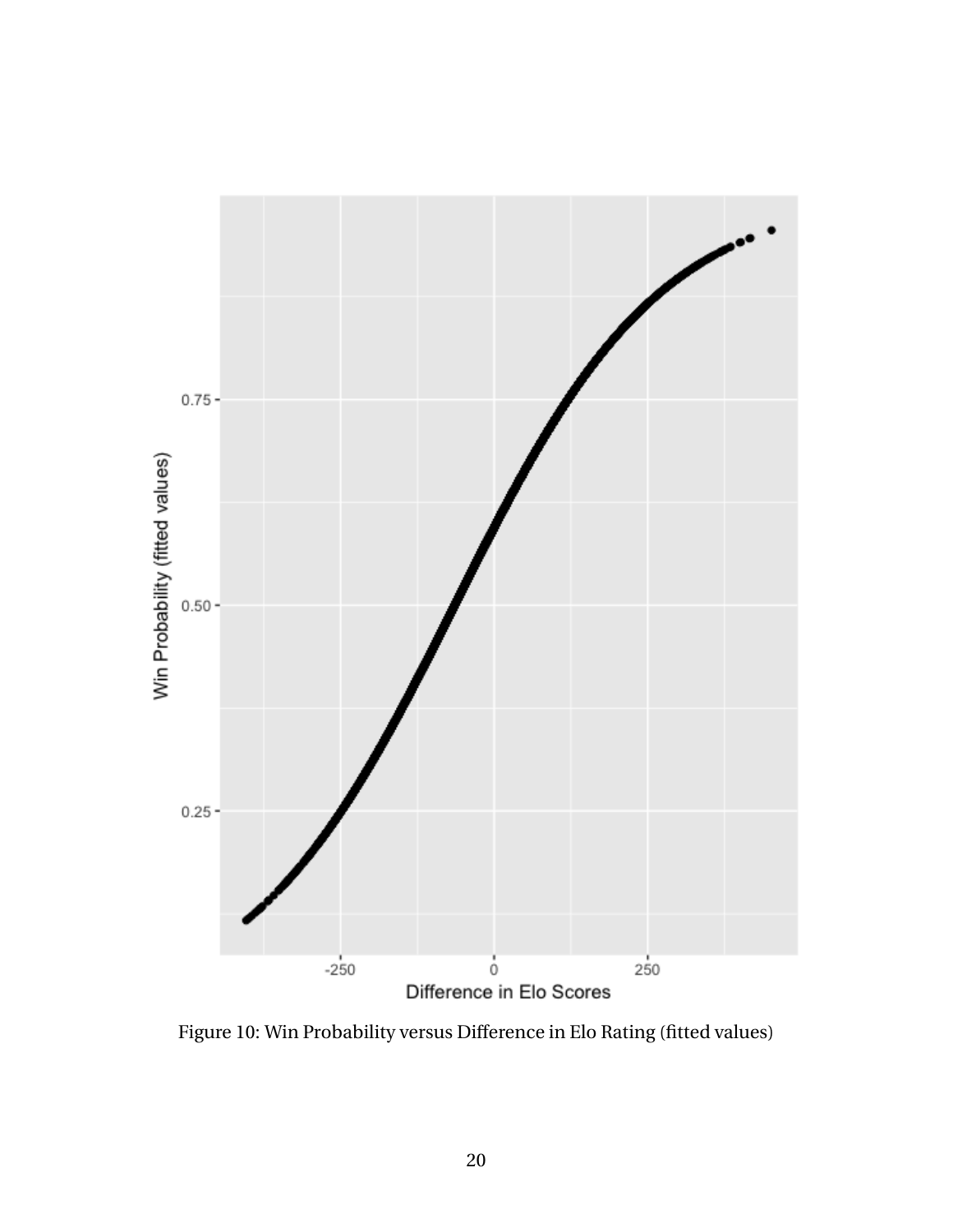Figure 10: Win Probability versus Difference in Elo Rating (fitted values)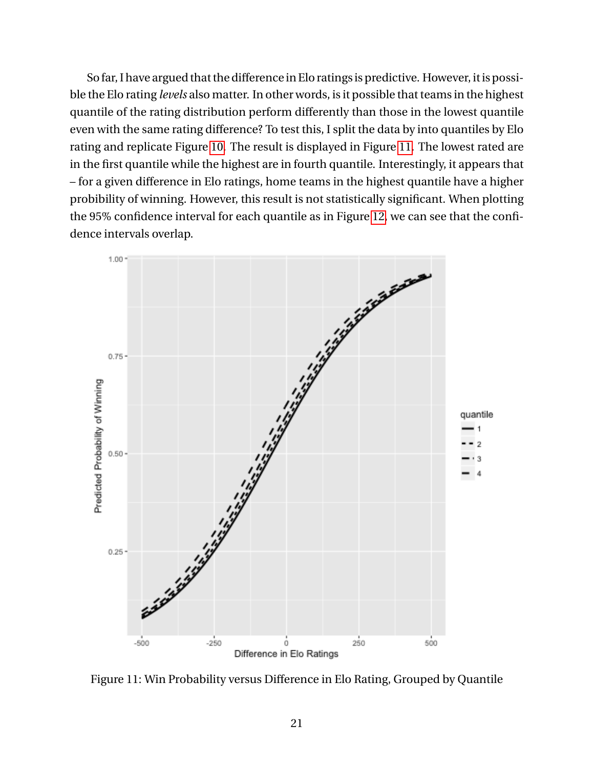So far, I have argued that the difference in Elo ratings is predictive. However, it is possible the Elo rating *levels* also matter. In other words, is it possible that teams in the highest quantile of the rating distribution perform differently than those in the lowest quantile even with the same rating difference? To test this, I split the data by into quantiles by Elo rating and replicate Figure 10. The result is displayed in Figure 11. The lowest rated are in the first quantile while the highest are in fourth quantile. Interestingly, it appears that – for a given difference in Elo ratings, home teams in the highest quantile have a higher probibility of winning. However, this result is not statistically significant. When plotting the 95% confidence interval for each quantile as in Figure 12, we can see that the confidence intervals overlap.

Figure 11: Win Probability versus Difference in Elo Rating, Grouped by Quantile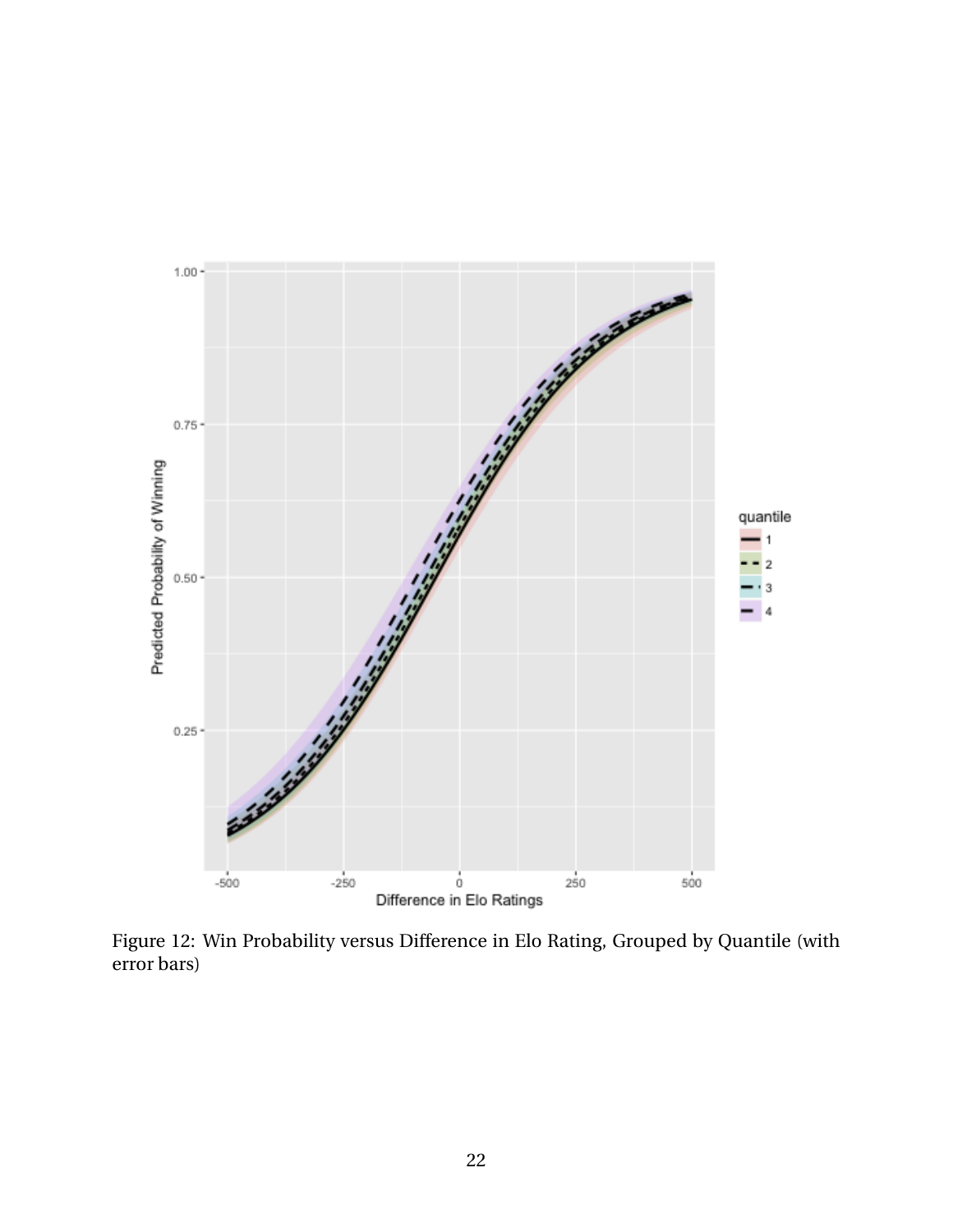Figure 12: Win Probability versus Difference in Elo Rating, Grouped by Quantile (with error bars)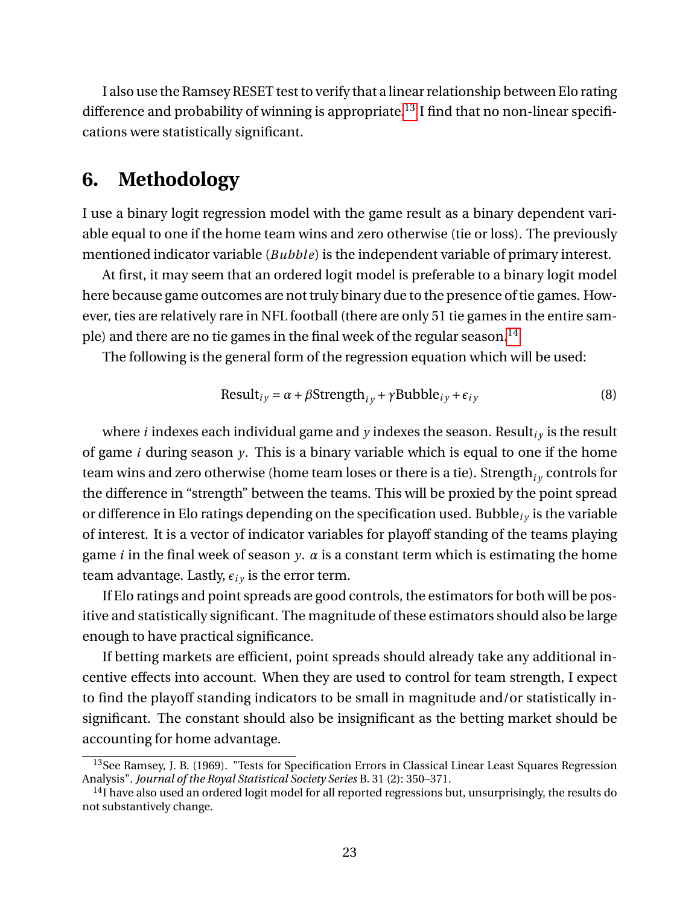I also use the Ramsey RESET test to verify that a linear relationship between Elo rating difference and probability of winning is appropriate.[13] I find that no non-linear specifications were statistically significant.

## 6. Methodology

I use a binary logit regression model with the game result as a binary dependent variable equal to one if the home team wins and zero otherwise (tie or loss). The previously mentioned indicator variable ($Bubble$) is the independent variable of primary interest.

At first, it may seem that an ordered logit model is preferable to a binary logit model here because game outcomes are not truly binary due to the presence of tie games. However, ties are relatively rare in NFL football (there are only 51 tie games in the entire sample) and there are no tie games in the final week of the regular season.[14]

The following is the general form of the regression equation which will be used:

$$\text{Result}_{iy} = \alpha + \beta \text{Strength}_{iy} + \gamma \text{Bubble}_{iy} + \epsilon_{iy} \tag{8}$$

where $i$ indexes each individual game and $y$ indexes the season. $\text{Result}_{iy}$ is the result of game $i$ during season $y$. This is a binary variable which is equal to one if the home team wins and zero otherwise (home team loses or there is a tie). $\text{Strength}_{iy}$ controls for the difference in "strength" between the teams. This will be proxied by the point spread or difference in Elo ratings depending on the specification used. $\text{Bubble}_{iy}$ is the variable of interest. It is a vector of indicator variables for playoff standing of the teams playing game $i$ in the final week of season $y$. $\alpha$ is a constant term which is estimating the home team advantage. Lastly, $\epsilon_{iy}$ is the error term.

If Elo ratings and point spreads are good controls, the estimators for both will be positive and statistically significant. The magnitude of these estimators should also be large enough to have practical significance.

If betting markets are efficient, point spreads should already take any additional incentive effects into account. When they are used to control for team strength, I expect to find the playoff standing indicators to be small in magnitude and/or statistically insignificant. The constant should also be insignificant as the betting market should be accounting for home advantage.

---

[13] See Ramsey, J. B. (1969). "Tests for Specification Errors in Classical Linear Least Squares Regression Analysis". *Journal of the Royal Statistical Society Series* B. 31 (2): 350–371.

[14] I have also used an ordered logit model for all reported regressions but, unsurprisingly, the results do not substantively change.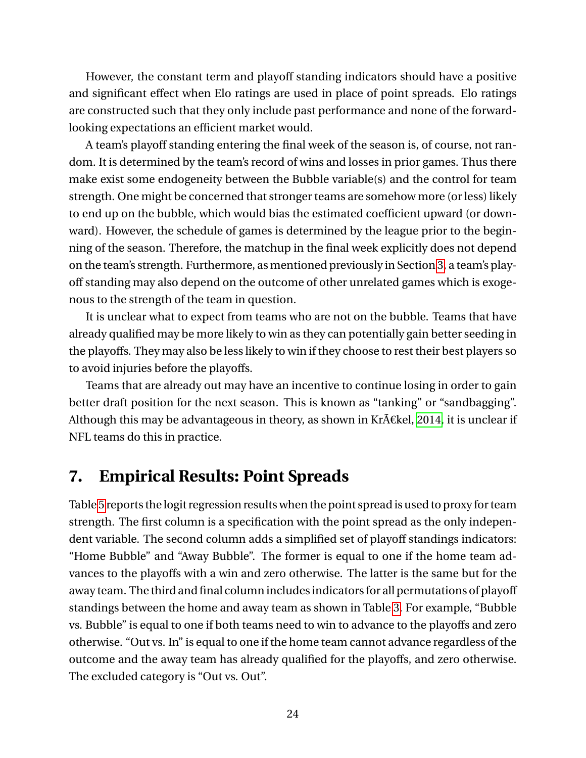However, the constant term and playoff standing indicators should have a positive and significant effect when Elo ratings are used in place of point spreads. Elo ratings are constructed such that they only include past performance and none of the forward-looking expectations an efficient market would.

A team's playoff standing entering the final week of the season is, of course, not random. It is determined by the team's record of wins and losses in prior games. Thus there make exist some endogeneity between the Bubble variable(s) and the control for team strength. One might be concerned that stronger teams are somehow more (or less) likely to end up on the bubble, which would bias the estimated coefficient upward (or downward). However, the schedule of games is determined by the league prior to the beginning of the season. Therefore, the matchup in the final week explicitly does not depend on the team's strength. Furthermore, as mentioned previously in Section 3, a team's playoff standing may also depend on the outcome of other unrelated games which is exogenous to the strength of the team in question.

It is unclear what to expect from teams who are not on the bubble. Teams that have already qualified may be more likely to win as they can potentially gain better seeding in the playoffs. They may also be less likely to win if they choose to rest their best players so to avoid injuries before the playoffs.

Teams that are already out may have an incentive to continue losing in order to gain better draft position for the next season. This is known as “tanking” or “sandbagging”. Although this may be advantageous in theory, as shown in KrÃ€kel, 2014, it is unclear if NFL teams do this in practice.

## 7. Empirical Results: Point Spreads

Table 5 reports the logit regression results when the point spread is used to proxy for team strength. The first column is a specification with the point spread as the only independent variable. The second column adds a simplified set of playoff standings indicators: “Home Bubble” and “Away Bubble”. The former is equal to one if the home team advances to the playoffs with a win and zero otherwise. The latter is the same but for the away team. The third and final column includes indicators for all permutations of playoff standings between the home and away team as shown in Table 3. For example, “Bubble vs. Bubble” is equal to one if both teams need to win to advance to the playoffs and zero otherwise. “Out vs. In” is equal to one if the home team cannot advance regardless of the outcome and the away team has already qualified for the playoffs, and zero otherwise. The excluded category is “Out vs. Out”.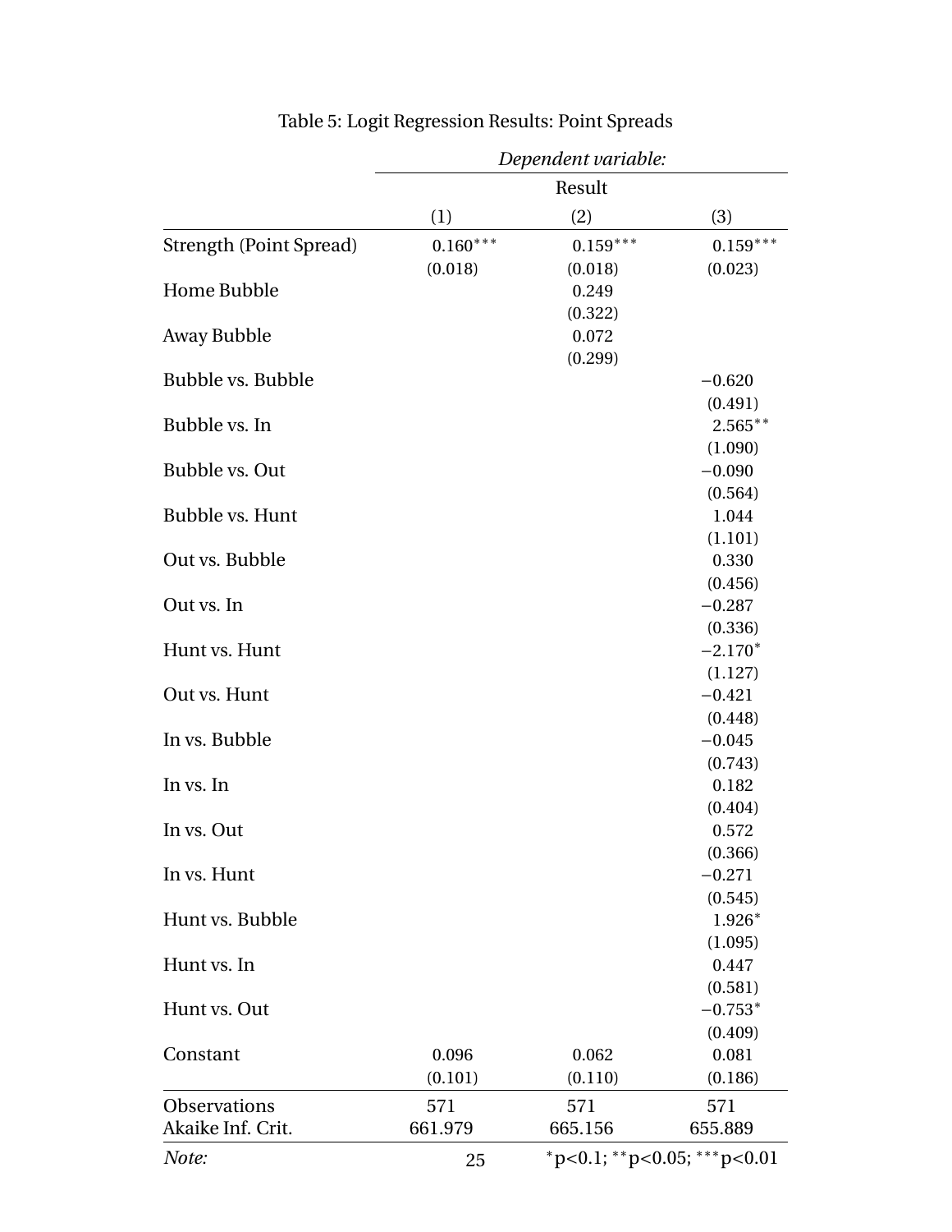Table 5: Logit Regression Results: Point Spreads

| | *Dependent variable:* | | |
|---|---|---|---|
| | Result | | |
| | (1) | (2) | (3) |
| Strength (Point Spread) | 0.160$^{***}$ | 0.159$^{***}$ | 0.159$^{***}$ |
| | (0.018) | (0.018) | (0.023) |
| Home Bubble | | 0.249 | |
| | | (0.322) | |
| Away Bubble | | 0.072 | |
| | | (0.299) | |
| Bubble vs. Bubble | | | −0.620 |
| | | | (0.491) |
| Bubble vs. In | | | 2.565$^{**}$ |
| | | | (1.090) |
| Bubble vs. Out | | | −0.090 |
| | | | (0.564) |
| Bubble vs. Hunt | | | 1.044 |
| | | | (1.101) |
| Out vs. Bubble | | | 0.330 |
| | | | (0.456) |
| Out vs. In | | | −0.287 |
| | | | (0.336) |
| Hunt vs. Hunt | | | −2.170$^{*}$ |
| | | | (1.127) |
| Out vs. Hunt | | | −0.421 |
| | | | (0.448) |
| In vs. Bubble | | | −0.045 |
| | | | (0.743) |
| In vs. In | | | 0.182 |
| | | | (0.404) |
| In vs. Out | | | 0.572 |
| | | | (0.366) |
| In vs. Hunt | | | −0.271 |
| | | | (0.545) |
| Hunt vs. Bubble | | | 1.926$^{*}$ |
| | | | (1.095) |
| Hunt vs. In | | | 0.447 |
| | | | (0.581) |
| Hunt vs. Out | | | −0.753$^{*}$ |
| | | | (0.409) |
| Constant | 0.096 | 0.062 | 0.081 |
| | (0.101) | (0.110) | (0.186) |
| Observations | 571 | 571 | 571 |
| Akaike Inf. Crit. | 661.979 | 665.156 | 655.889 |
| *Note:* | | | $^{*}$p<0.1; $^{**}$p<0.05; $^{***}$p<0.01 |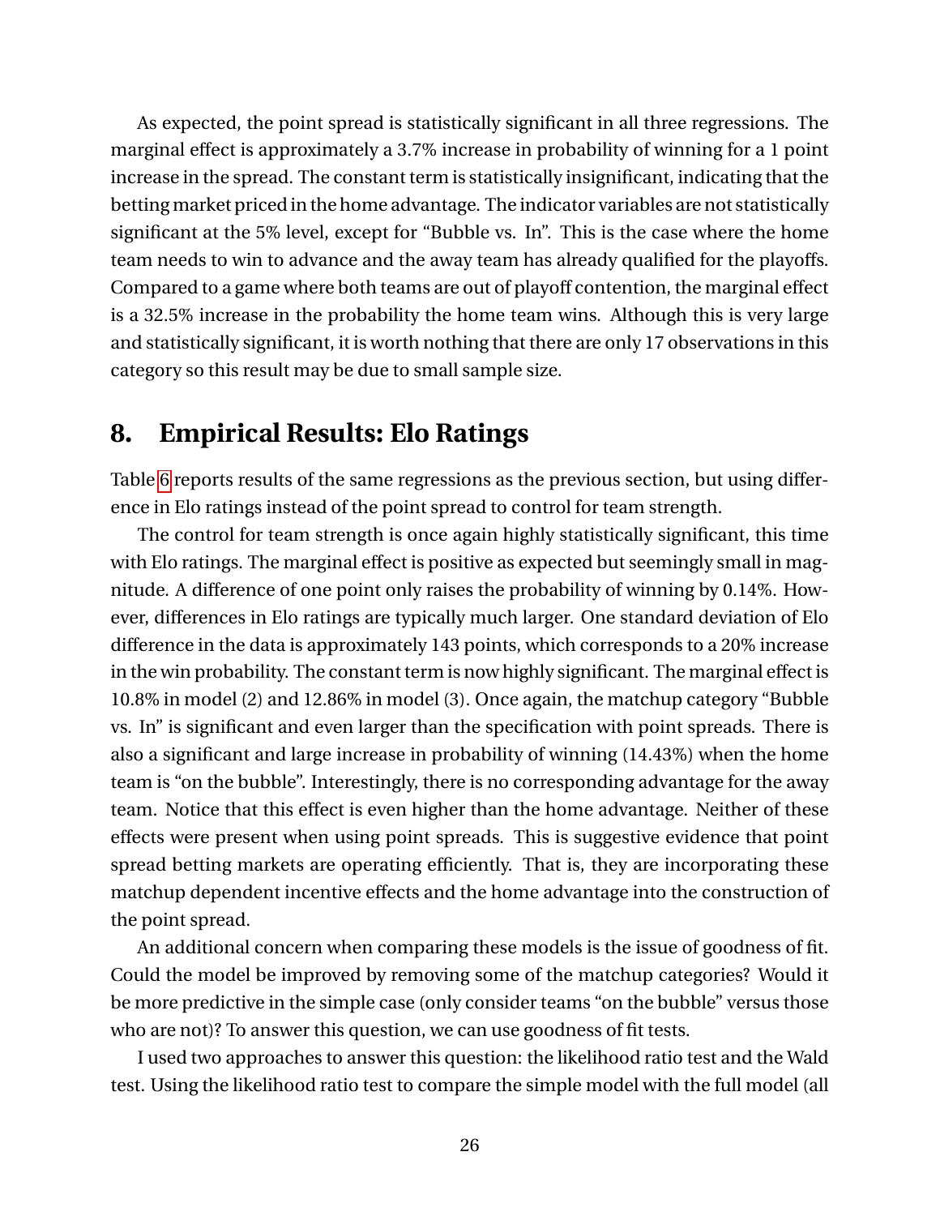As expected, the point spread is statistically significant in all three regressions. The marginal effect is approximately a 3.7% increase in probability of winning for a 1 point increase in the spread. The constant term is statistically insignificant, indicating that the betting market priced in the home advantage. The indicator variables are not statistically significant at the 5% level, except for "Bubble vs. In". This is the case where the home team needs to win to advance and the away team has already qualified for the playoffs. Compared to a game where both teams are out of playoff contention, the marginal effect is a 32.5% increase in the probability the home team wins. Although this is very large and statistically significant, it is worth nothing that there are only 17 observations in this category so this result may be due to small sample size.

## 8. Empirical Results: Elo Ratings

Table 6 reports results of the same regressions as the previous section, but using difference in Elo ratings instead of the point spread to control for team strength.

The control for team strength is once again highly statistically significant, this time with Elo ratings. The marginal effect is positive as expected but seemingly small in magnitude. A difference of one point only raises the probability of winning by 0.14%. However, differences in Elo ratings are typically much larger. One standard deviation of Elo difference in the data is approximately 143 points, which corresponds to a 20% increase in the win probability. The constant term is now highly significant. The marginal effect is 10.8% in model (2) and 12.86% in model (3). Once again, the matchup category "Bubble vs. In" is significant and even larger than the specification with point spreads. There is also a significant and large increase in probability of winning (14.43%) when the home team is "on the bubble". Interestingly, there is no corresponding advantage for the away team. Notice that this effect is even higher than the home advantage. Neither of these effects were present when using point spreads. This is suggestive evidence that point spread betting markets are operating efficiently. That is, they are incorporating these matchup dependent incentive effects and the home advantage into the construction of the point spread.

An additional concern when comparing these models is the issue of goodness of fit. Could the model be improved by removing some of the matchup categories? Would it be more predictive in the simple case (only consider teams "on the bubble" versus those who are not)? To answer this question, we can use goodness of fit tests.

I used two approaches to answer this question: the likelihood ratio test and the Wald test. Using the likelihood ratio test to compare the simple model with the full model (all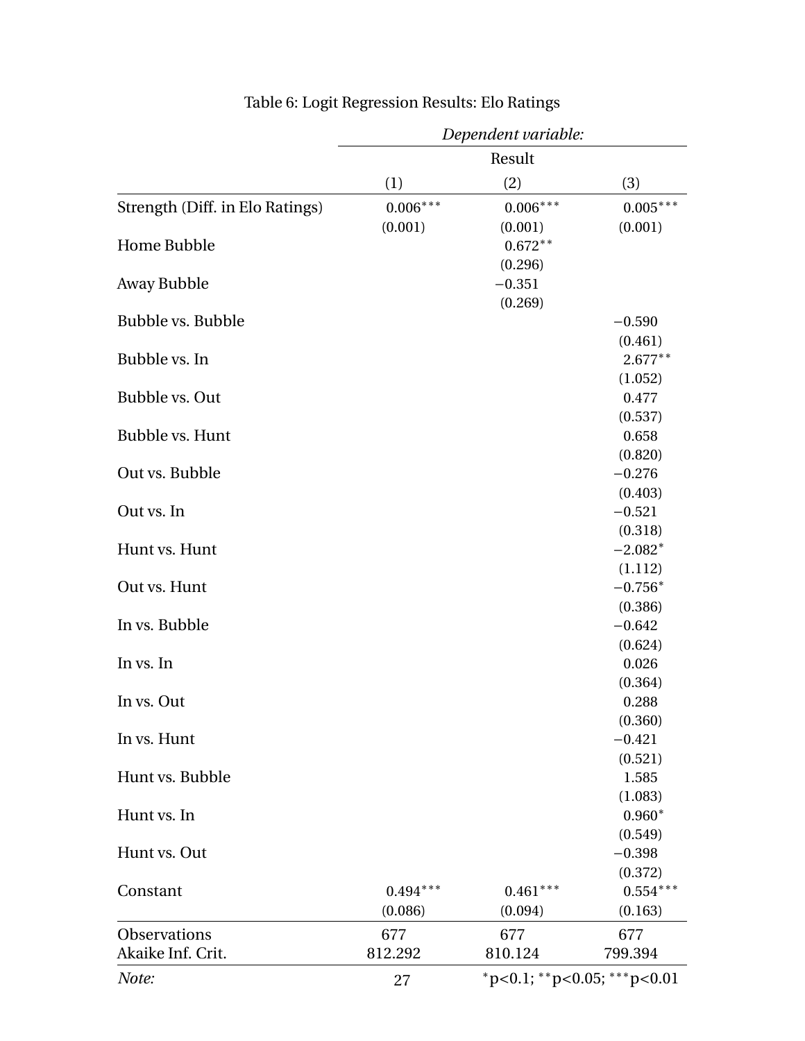Table 6: Logit Regression Results: Elo Ratings

| | *Dependent variable:* | | |
|---|---|---|---|
| | Result | | |
| | (1) | (2) | (3) |
| Strength (Diff. in Elo Ratings) | 0.006*** | 0.006*** | 0.005*** |
| | (0.001) | (0.001) | (0.001) |
| Home Bubble | | 0.672** | |
| | | (0.296) | |
| Away Bubble | | −0.351 | |
| | | (0.269) | |
| Bubble vs. Bubble | | | −0.590 |
| | | | (0.461) |
| Bubble vs. In | | | 2.677** |
| | | | (1.052) |
| Bubble vs. Out | | | 0.477 |
| | | | (0.537) |
| Bubble vs. Hunt | | | 0.658 |
| | | | (0.820) |
| Out vs. Bubble | | | −0.276 |
| | | | (0.403) |
| Out vs. In | | | −0.521 |
| | | | (0.318) |
| Hunt vs. Hunt | | | −2.082* |
| | | | (1.112) |
| Out vs. Hunt | | | −0.756* |
| | | | (0.386) |
| In vs. Bubble | | | −0.642 |
| | | | (0.624) |
| In vs. In | | | 0.026 |
| | | | (0.364) |
| In vs. Out | | | 0.288 |
| | | | (0.360) |
| In vs. Hunt | | | −0.421 |
| | | | (0.521) |
| Hunt vs. Bubble | | | 1.585 |
| | | | (1.083) |
| Hunt vs. In | | | 0.960* |
| | | | (0.549) |
| Hunt vs. Out | | | −0.398 |
| | | | (0.372) |
| Constant | 0.494*** | 0.461*** | 0.554*** |
| | (0.086) | (0.094) | (0.163) |
| Observations | 677 | 677 | 677 |
| Akaike Inf. Crit. | 812.292 | 810.124 | 799.394 |
| *Note:* | | *p<0.1; **p<0.05; ***p<0.01 | |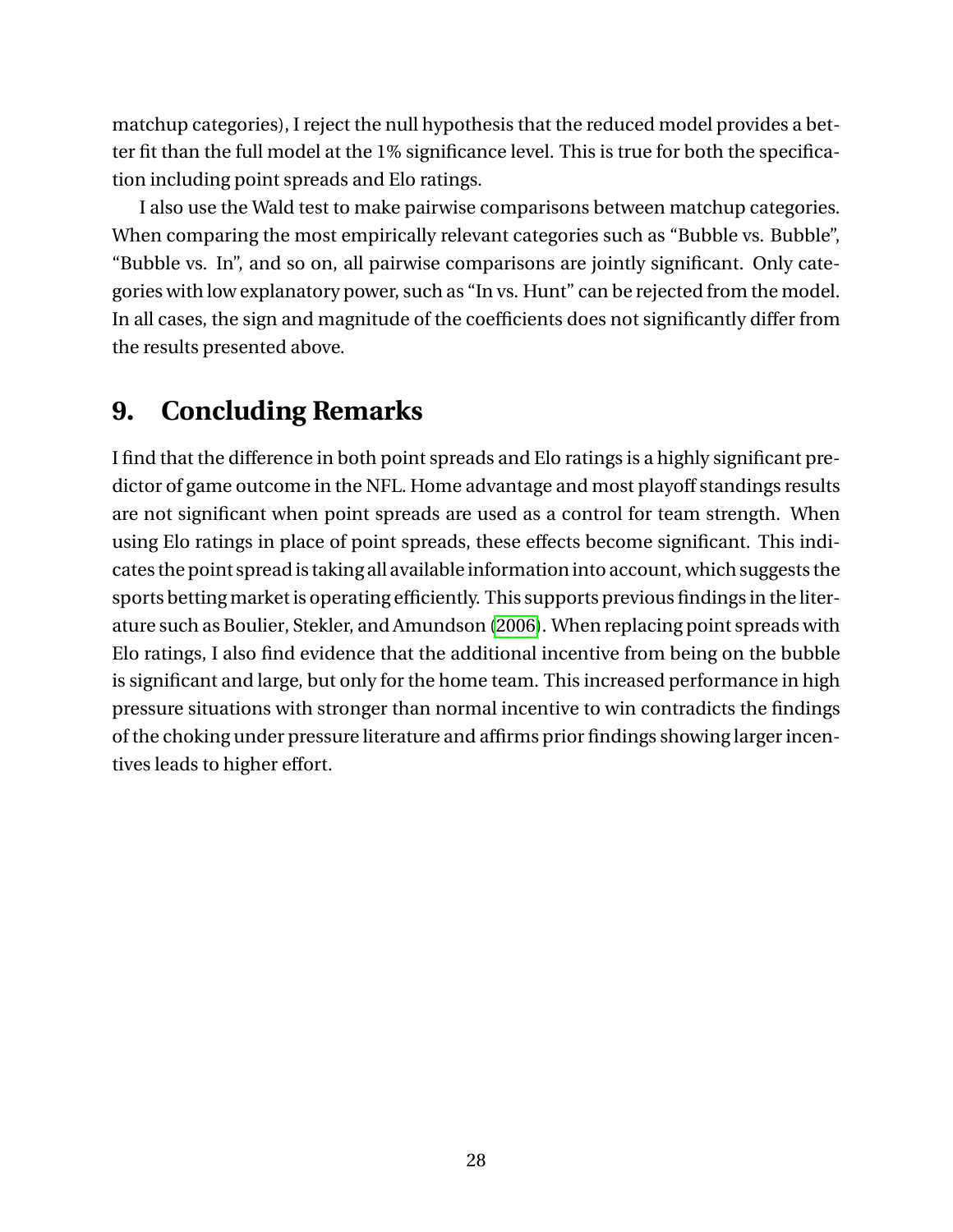matchup categories), I reject the null hypothesis that the reduced model provides a better fit than the full model at the 1% significance level. This is true for both the specification including point spreads and Elo ratings.

I also use the Wald test to make pairwise comparisons between matchup categories. When comparing the most empirically relevant categories such as "Bubble vs. Bubble", "Bubble vs. In", and so on, all pairwise comparisons are jointly significant. Only categories with low explanatory power, such as "In vs. Hunt" can be rejected from the model. In all cases, the sign and magnitude of the coefficients does not significantly differ from the results presented above.

# 9. Concluding Remarks

I find that the difference in both point spreads and Elo ratings is a highly significant predictor of game outcome in the NFL. Home advantage and most playoff standings results are not significant when point spreads are used as a control for team strength. When using Elo ratings in place of point spreads, these effects become significant. This indicates the point spread is taking all available information into account, which suggests the sports betting market is operating efficiently. This supports previous findings in the literature such as Boulier, Stekler, and Amundson (2006). When replacing point spreads with Elo ratings, I also find evidence that the additional incentive from being on the bubble is significant and large, but only for the home team. This increased performance in high pressure situations with stronger than normal incentive to win contradicts the findings of the choking under pressure literature and affirms prior findings showing larger incentives leads to higher effort.